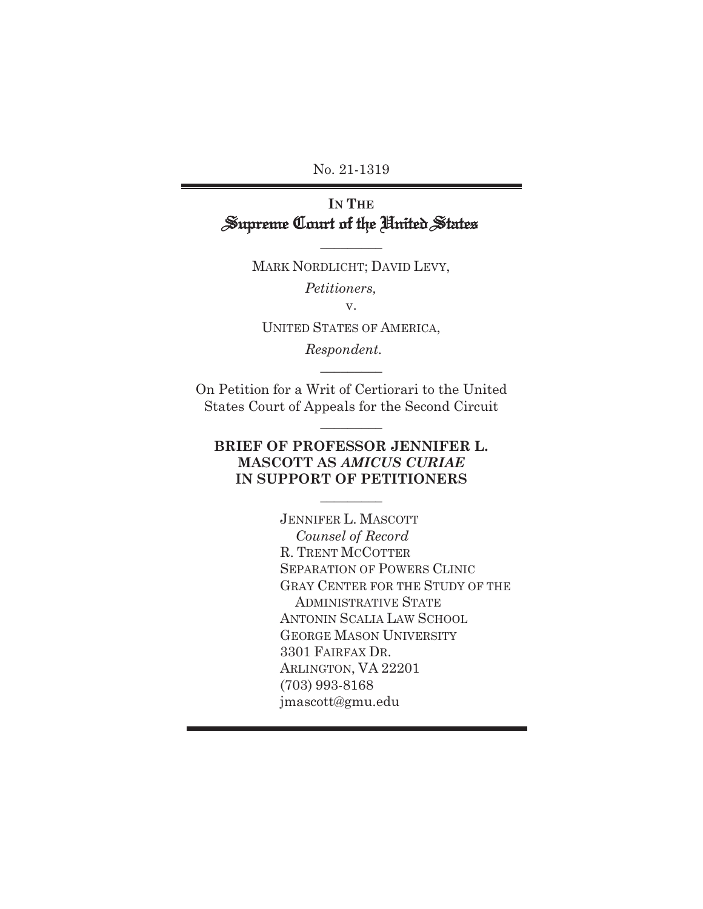No. 21-1319

---

**IN THE**
# Supreme Court of the United States

---

MARK NORDLICHT; DAVID LEVY,

*Petitioners,*

v.

UNITED STATES OF AMERICA,

*Respondent.*

---

On Petition for a Writ of Certiorari to the United States Court of Appeals for the Second Circuit

---

**BRIEF OF PROFESSOR JENNIFER L. MASCOTT AS *AMICUS CURIAE* IN SUPPORT OF PETITIONERS**

---

JENNIFER L. MASCOTT
*Counsel of Record*
R. TRENT MCCOTTER
SEPARATION OF POWERS CLINIC
GRAY CENTER FOR THE STUDY OF THE ADMINISTRATIVE STATE
ANTONIN SCALIA LAW SCHOOL
GEORGE MASON UNIVERSITY
3301 FAIRFAX DR.
ARLINGTON, VA 22201
(703) 993-8168
jmascott@gmu.edu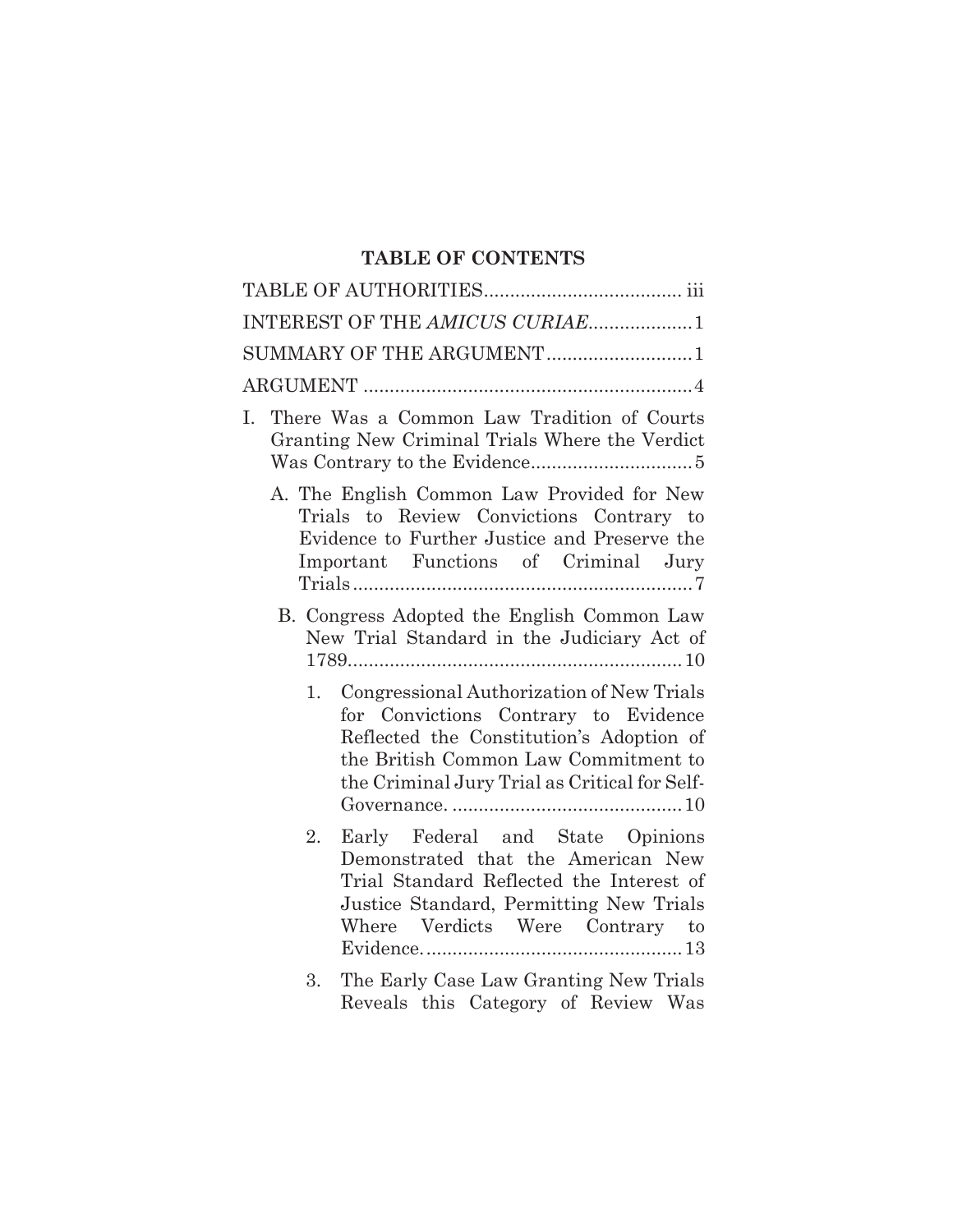## TABLE OF CONTENTS

TABLE OF AUTHORITIES ..................................... iii

INTEREST OF THE *AMICUS CURIAE* ................... 1

SUMMARY OF THE ARGUMENT ........................... 1

ARGUMENT ............................................................... 4

I. There Was a Common Law Tradition of Courts Granting New Criminal Trials Where the Verdict Was Contrary to the Evidence .............................. 5

   A. The English Common Law Provided for New Trials to Review Convictions Contrary to Evidence to Further Justice and Preserve the Important Functions of Criminal Jury Trials ................................................................. 7

   B. Congress Adopted the English Common Law New Trial Standard in the Judiciary Act of 1789 ............................................................... 10

      1. Congressional Authorization of New Trials for Convictions Contrary to Evidence Reflected the Constitution's Adoption of the British Common Law Commitment to the Criminal Jury Trial as Critical for Self-Governance. ........................................... 10

      2. Early Federal and State Opinions Demonstrated that the American New Trial Standard Reflected the Interest of Justice Standard, Permitting New Trials Where Verdicts Were Contrary to Evidence. ................................................ 13

      3. The Early Case Law Granting New Trials Reveals this Category of Review Was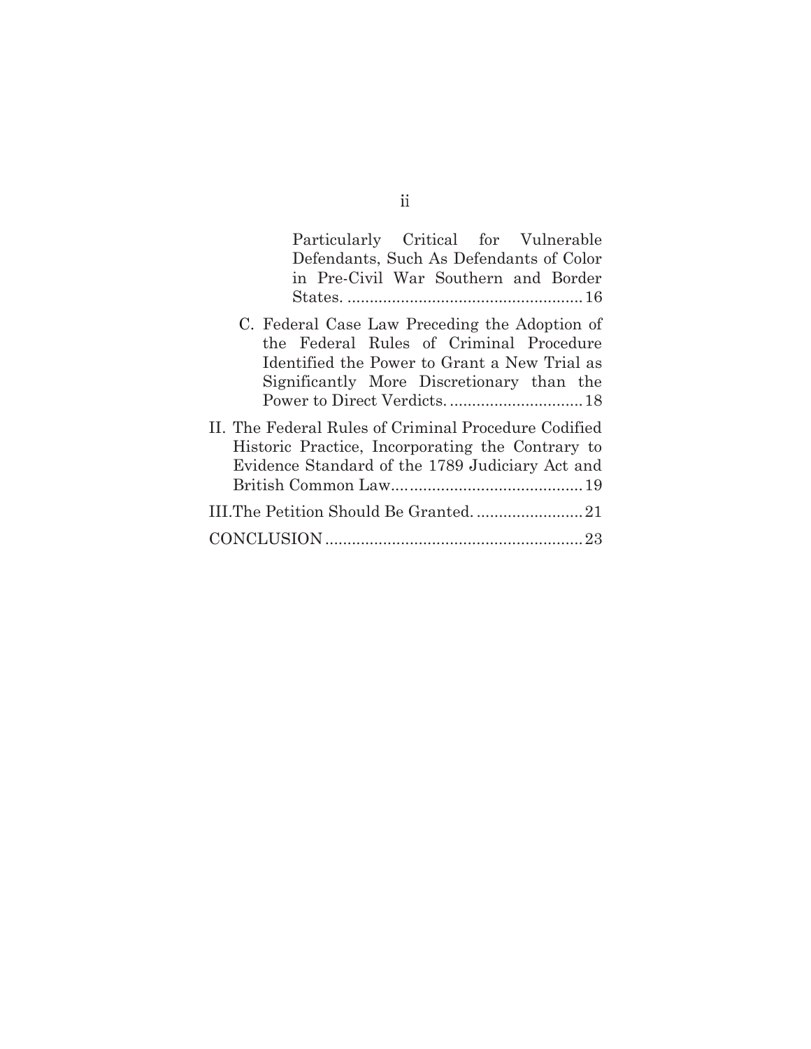Particularly Critical for Vulnerable Defendants, Such As Defendants of Color in Pre-Civil War Southern and Border States. .................................................... 16

C. Federal Case Law Preceding the Adoption of the Federal Rules of Criminal Procedure Identified the Power to Grant a New Trial as Significantly More Discretionary than the Power to Direct Verdicts. .............................. 18

II. The Federal Rules of Criminal Procedure Codified Historic Practice, Incorporating the Contrary to Evidence Standard of the 1789 Judiciary Act and British Common Law.......................................... 19

III. The Petition Should Be Granted. ........................ 21

CONCLUSION ......................................................... 23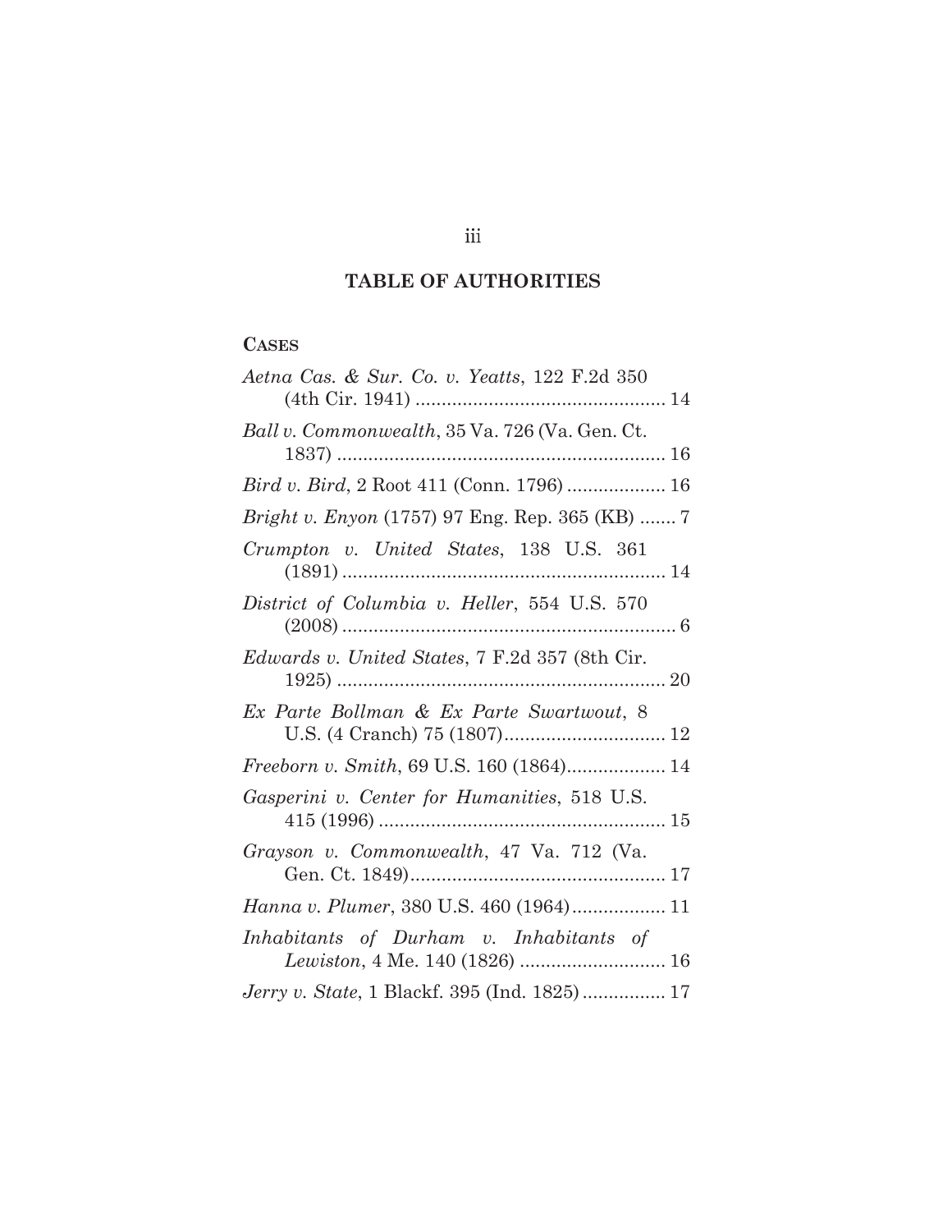## TABLE OF AUTHORITIES

### CASES

*Aetna Cas. & Sur. Co. v. Yeatts*, 122 F.2d 350 (4th Cir. 1941) ................................................ 14

*Ball v. Commonwealth*, 35 Va. 726 (Va. Gen. Ct. 1837) ............................................................... 16

*Bird v. Bird*, 2 Root 411 (Conn. 1796) ................... 16

*Bright v. Enyon* (1757) 97 Eng. Rep. 365 (KB) ....... 7

*Crumpton v. United States*, 138 U.S. 361 (1891) ............................................................. 14

*District of Columbia v. Heller*, 554 U.S. 570 (2008) ................................................................ 6

*Edwards v. United States*, 7 F.2d 357 (8th Cir. 1925) ............................................................... 20

*Ex Parte Bollman & Ex Parte Swartwout*, 8 U.S. (4 Cranch) 75 (1807)............................... 12

*Freeborn v. Smith*, 69 U.S. 160 (1864)................... 14

*Gasperini v. Center for Humanities*, 518 U.S. 415 (1996) ....................................................... 15

*Grayson v. Commonwealth*, 47 Va. 712 (Va. Gen. Ct. 1849)................................................. 17

*Hanna v. Plumer*, 380 U.S. 460 (1964).................. 11

*Inhabitants of Durham v. Inhabitants of Lewiston*, 4 Me. 140 (1826) ............................ 16

*Jerry v. State*, 1 Blackf. 395 (Ind. 1825)................ 17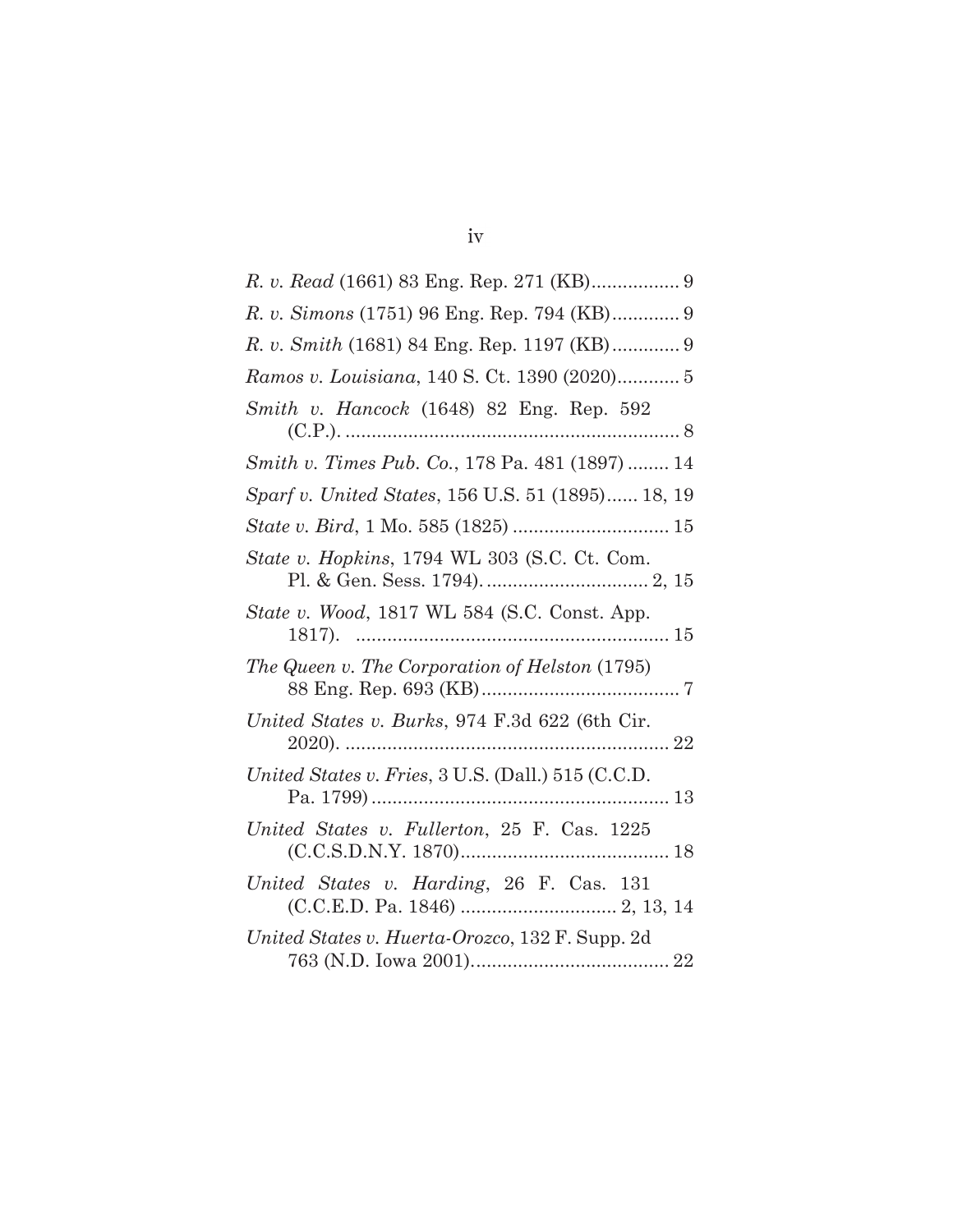*R. v. Read* (1661) 83 Eng. Rep. 271 (KB)................. 9

*R. v. Simons* (1751) 96 Eng. Rep. 794 (KB)............. 9

*R. v. Smith* (1681) 84 Eng. Rep. 1197 (KB)............. 9

*Ramos v. Louisiana*, 140 S. Ct. 1390 (2020)............ 5

*Smith v. Hancock* (1648) 82 Eng. Rep. 592 (C.P.). ................................................................. 8

*Smith v. Times Pub. Co.*, 178 Pa. 481 (1897) ........ 14

*Sparf v. United States*, 156 U.S. 51 (1895)...... 18, 19

*State v. Bird*, 1 Mo. 585 (1825) .............................. 15

*State v. Hopkins*, 1794 WL 303 (S.C. Ct. Com. Pl. & Gen. Sess. 1794). ............................... 2, 15

*State v. Wood*, 1817 WL 584 (S.C. Const. App. 1817). ............................................................ 15

*The Queen v. The Corporation of Helston* (1795) 88 Eng. Rep. 693 (KB)....................................... 7

*United States v. Burks*, 974 F.3d 622 (6th Cir. 2020). ............................................................... 22

*United States v. Fries*, 3 U.S. (Dall.) 515 (C.C.D. Pa. 1799)......................................................... 13

*United States v. Fullerton*, 25 F. Cas. 1225 (C.C.S.D.N.Y. 1870)........................................ 18

*United States v. Harding*, 26 F. Cas. 131 (C.C.E.D. Pa. 1846) .............................. 2, 13, 14

*United States v. Huerta-Orozco*, 132 F. Supp. 2d 763 (N.D. Iowa 2001)...................................... 22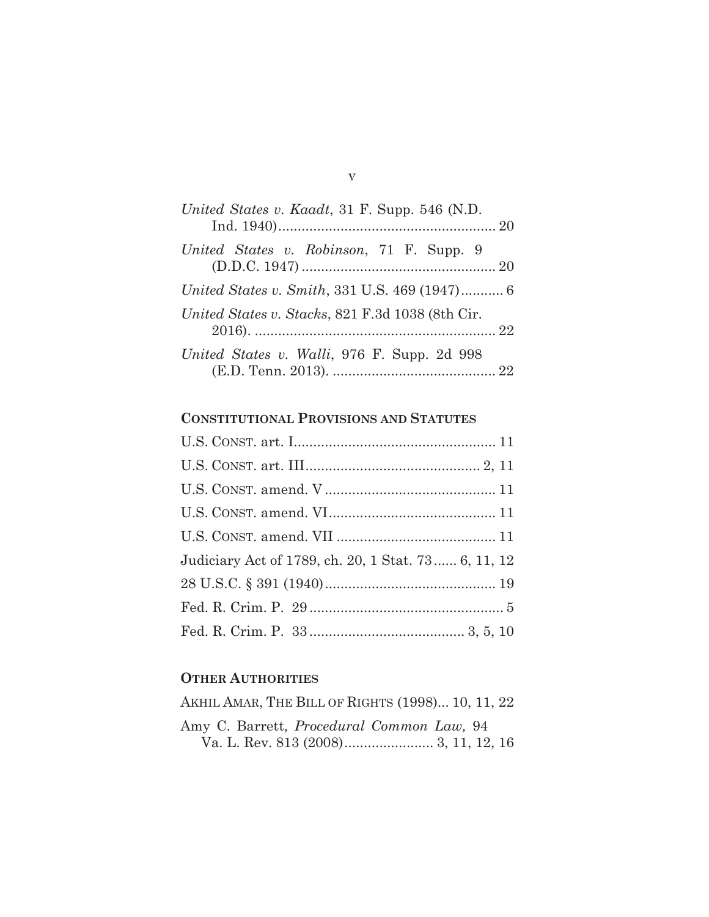*United States v. Kaadt*, 31 F. Supp. 546 (N.D. Ind. 1940)........................................................ 20

*United States v. Robinson*, 71 F. Supp. 9 (D.D.C. 1947) ................................................. 20

*United States v. Smith*, 331 U.S. 469 (1947)........... 6

*United States v. Stacks*, 821 F.3d 1038 (8th Cir. 2016). .............................................................. 22

*United States v. Walli*, 976 F. Supp. 2d 998 (E.D. Tenn. 2013). .......................................... 22

## CONSTITUTIONAL PROVISIONS AND STATUTES

U.S. CONST. art. I.................................................... 11

U.S. CONST. art. III............................................ 2, 11

U.S. CONST. amend. V ............................................ 11

U.S. CONST. amend. VI........................................... 11

U.S. CONST. amend. VII ......................................... 11

Judiciary Act of 1789, ch. 20, 1 Stat. 73...... 6, 11, 12

28 U.S.C. § 391 (1940)............................................ 19

Fed. R. Crim. P. 29 .................................................. 5

Fed. R. Crim. P. 33 ........................................ 3, 5, 10

## OTHER AUTHORITIES

AKHIL AMAR, THE BILL OF RIGHTS (1998)... 10, 11, 22

Amy C. Barrett*, Procedural Common Law,* 94 Va. L. Rev. 813 (2008)....................... 3, 11, 12, 16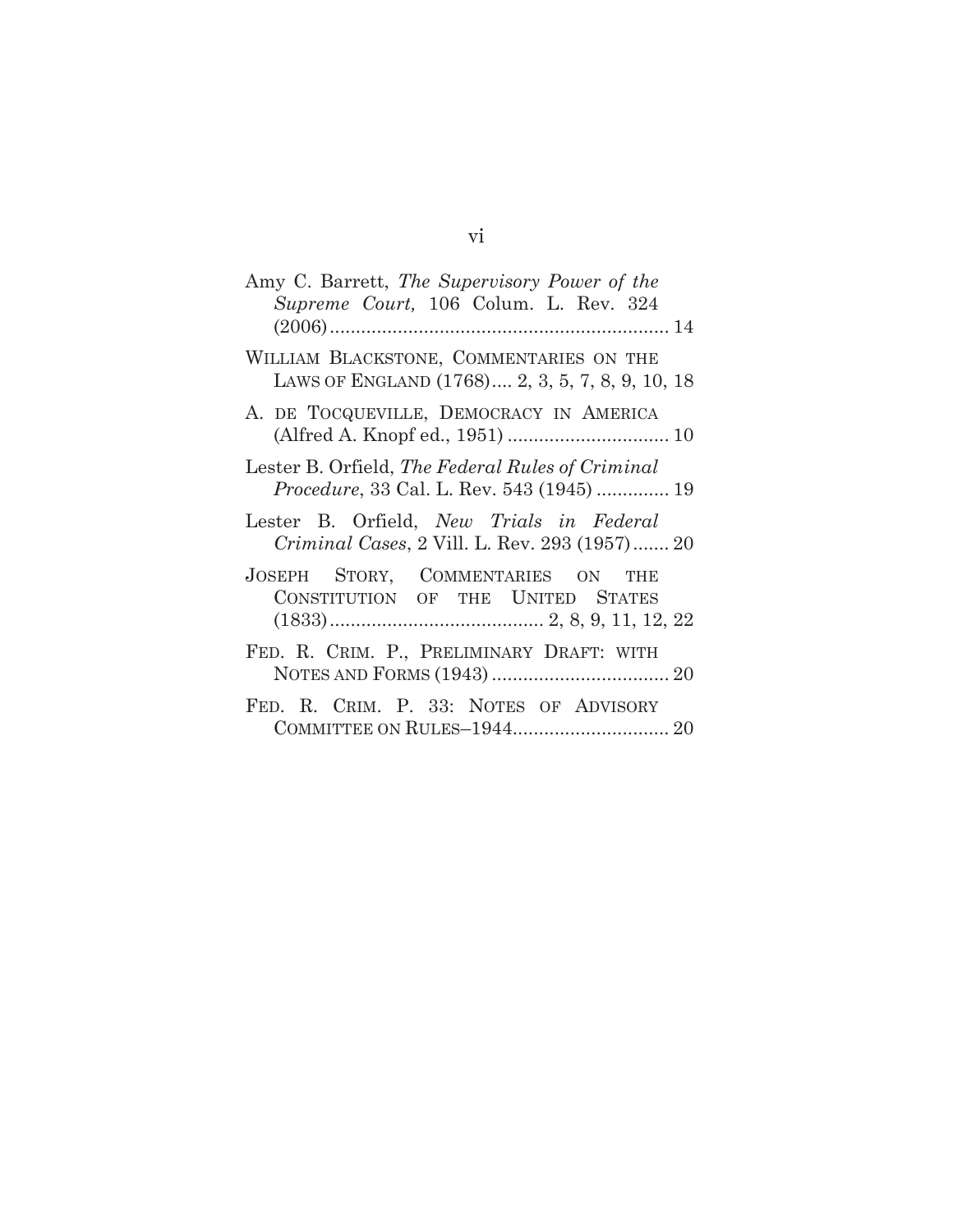Amy C. Barrett, *The Supervisory Power of the Supreme Court,* 106 Colum. L. Rev. 324 (2006) ................................................................ 14

WILLIAM BLACKSTONE, COMMENTARIES ON THE LAWS OF ENGLAND (1768).... 2, 3, 5, 7, 8, 9, 10, 18

A. DE TOCQUEVILLE, DEMOCRACY IN AMERICA (Alfred A. Knopf ed., 1951) ............................... 10

Lester B. Orfield, *The Federal Rules of Criminal Procedure*, 33 Cal. L. Rev. 543 (1945) .............. 19

Lester B. Orfield, *New Trials in Federal Criminal Cases*, 2 Vill. L. Rev. 293 (1957) ....... 20

JOSEPH STORY, COMMENTARIES ON THE CONSTITUTION OF THE UNITED STATES (1833) ......................................... 2, 8, 9, 11, 12, 22

FED. R. CRIM. P., PRELIMINARY DRAFT: WITH NOTES AND FORMS (1943) .................................. 20

FED. R. CRIM. P. 33: NOTES OF ADVISORY COMMITTEE ON RULES–1944.............................. 20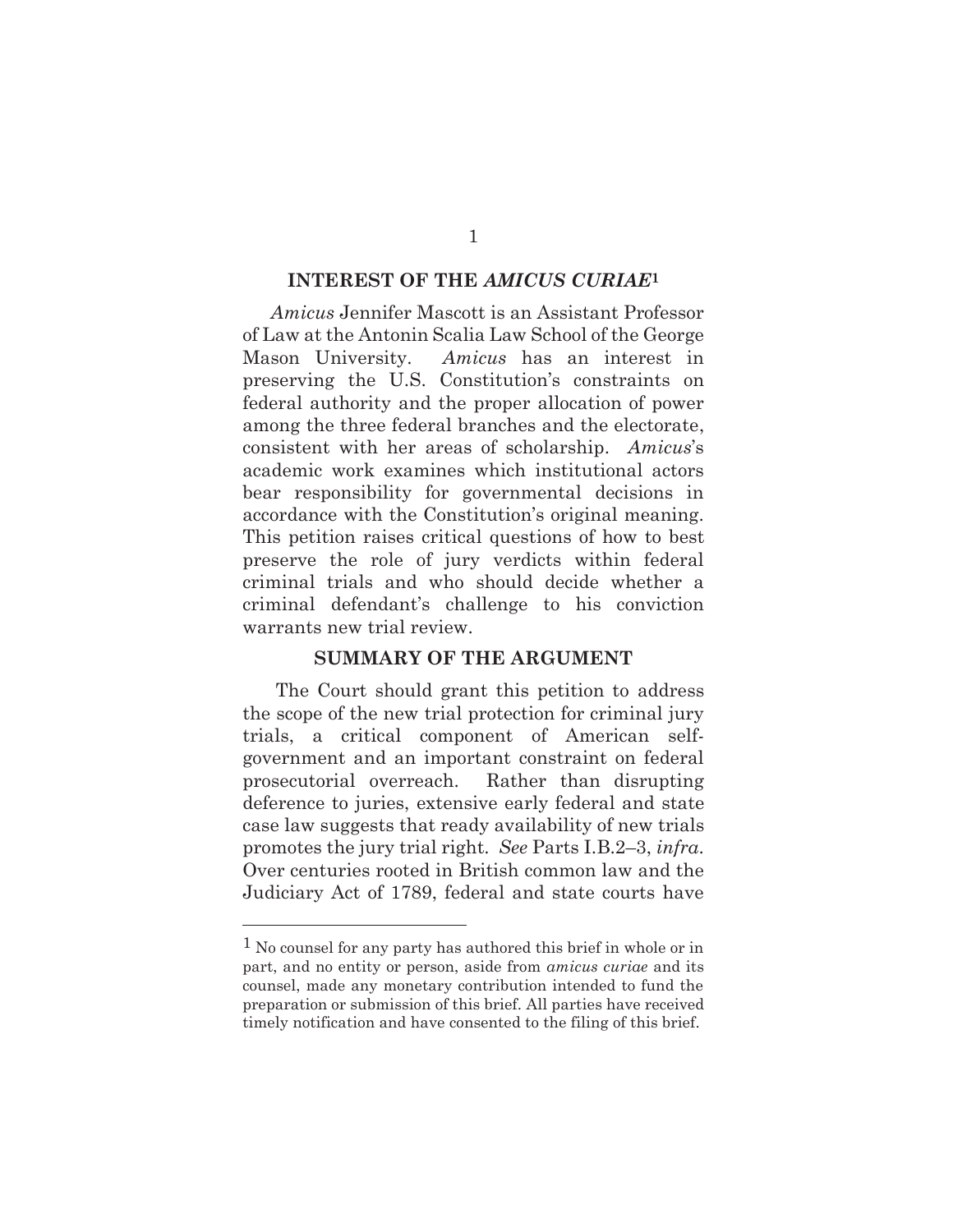## INTEREST OF THE *AMICUS CURIAE*[1]

*Amicus* Jennifer Mascott is an Assistant Professor of Law at the Antonin Scalia Law School of the George Mason University. *Amicus* has an interest in preserving the U.S. Constitution's constraints on federal authority and the proper allocation of power among the three federal branches and the electorate, consistent with her areas of scholarship. *Amicus*'s academic work examines which institutional actors bear responsibility for governmental decisions in accordance with the Constitution's original meaning. This petition raises critical questions of how to best preserve the role of jury verdicts within federal criminal trials and who should decide whether a criminal defendant's challenge to his conviction warrants new trial review.

## SUMMARY OF THE ARGUMENT

The Court should grant this petition to address the scope of the new trial protection for criminal jury trials, a critical component of American self-government and an important constraint on federal prosecutorial overreach. Rather than disrupting deference to juries, extensive early federal and state case law suggests that ready availability of new trials promotes the jury trial right. *See* Parts I.B.2–3, *infra*. Over centuries rooted in British common law and the Judiciary Act of 1789, federal and state courts have

---

[1] No counsel for any party has authored this brief in whole or in part, and no entity or person, aside from *amicus curiae* and its counsel, made any monetary contribution intended to fund the preparation or submission of this brief. All parties have received timely notification and have consented to the filing of this brief.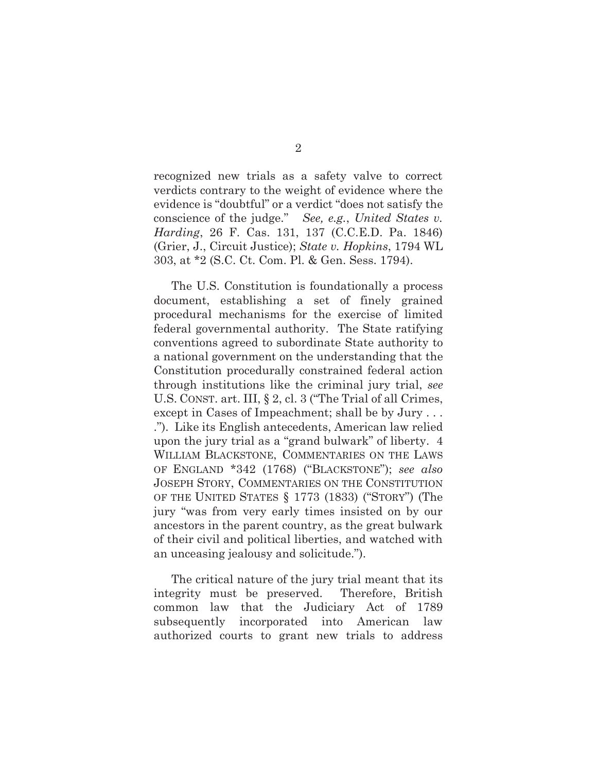recognized new trials as a safety valve to correct verdicts contrary to the weight of evidence where the evidence is "doubtful" or a verdict "does not satisfy the conscience of the judge." *See, e.g.*, *United States v. Harding*, 26 F. Cas. 131, 137 (C.C.E.D. Pa. 1846) (Grier, J., Circuit Justice); *State v. Hopkins*, 1794 WL 303, at *2 (S.C. Ct. Com. Pl. & Gen. Sess. 1794).

The U.S. Constitution is foundationally a process document, establishing a set of finely grained procedural mechanisms for the exercise of limited federal governmental authority. The State ratifying conventions agreed to subordinate State authority to a national government on the understanding that the Constitution procedurally constrained federal action through institutions like the criminal jury trial, *see* U.S. CONST. art. III, § 2, cl. 3 ("The Trial of all Crimes, except in Cases of Impeachment; shall be by Jury . . . ."). Like its English antecedents, American law relied upon the jury trial as a "grand bulwark" of liberty. 4 WILLIAM BLACKSTONE, COMMENTARIES ON THE LAWS OF ENGLAND *342 (1768) ("BLACKSTONE"); *see also* JOSEPH STORY, COMMENTARIES ON THE CONSTITUTION OF THE UNITED STATES § 1773 (1833) ("STORY") (The jury "was from very early times insisted on by our ancestors in the parent country, as the great bulwark of their civil and political liberties, and watched with an unceasing jealousy and solicitude.").

The critical nature of the jury trial meant that its integrity must be preserved. Therefore, British common law that the Judiciary Act of 1789 subsequently incorporated into American law authorized courts to grant new trials to address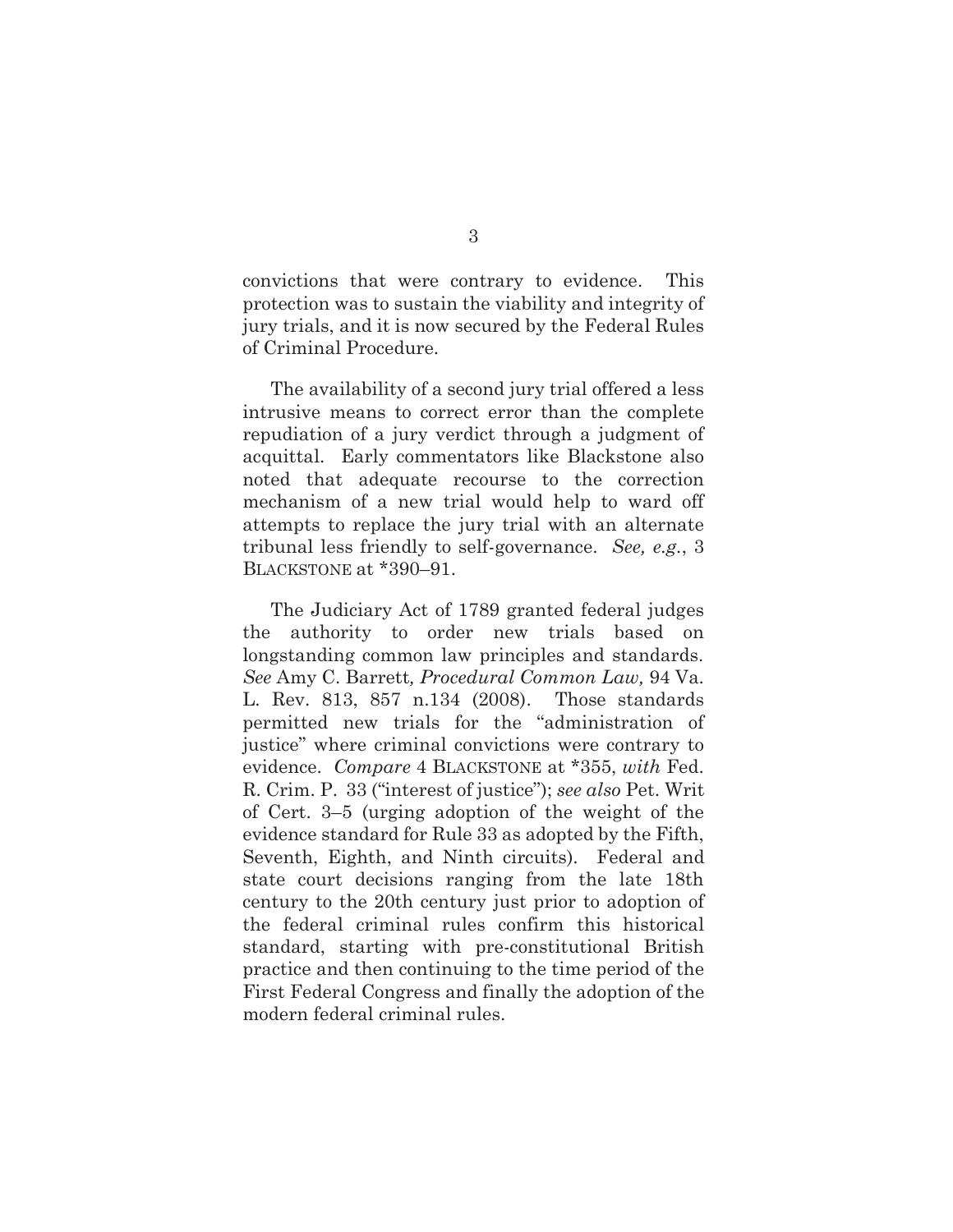convictions that were contrary to evidence. This protection was to sustain the viability and integrity of jury trials, and it is now secured by the Federal Rules of Criminal Procedure.

The availability of a second jury trial offered a less intrusive means to correct error than the complete repudiation of a jury verdict through a judgment of acquittal. Early commentators like Blackstone also noted that adequate recourse to the correction mechanism of a new trial would help to ward off attempts to replace the jury trial with an alternate tribunal less friendly to self-governance. *See, e.g.*, 3 BLACKSTONE at *390–91.

The Judiciary Act of 1789 granted federal judges the authority to order new trials based on longstanding common law principles and standards. *See* Amy C. Barrett*, Procedural Common Law,* 94 Va. L. Rev. 813, 857 n.134 (2008). Those standards permitted new trials for the "administration of justice" where criminal convictions were contrary to evidence. *Compare* 4 BLACKSTONE at *355, *with* Fed. R. Crim. P. 33 ("interest of justice"); *see also* Pet. Writ of Cert. 3–5 (urging adoption of the weight of the evidence standard for Rule 33 as adopted by the Fifth, Seventh, Eighth, and Ninth circuits). Federal and state court decisions ranging from the late 18th century to the 20th century just prior to adoption of the federal criminal rules confirm this historical standard, starting with pre-constitutional British practice and then continuing to the time period of the First Federal Congress and finally the adoption of the modern federal criminal rules.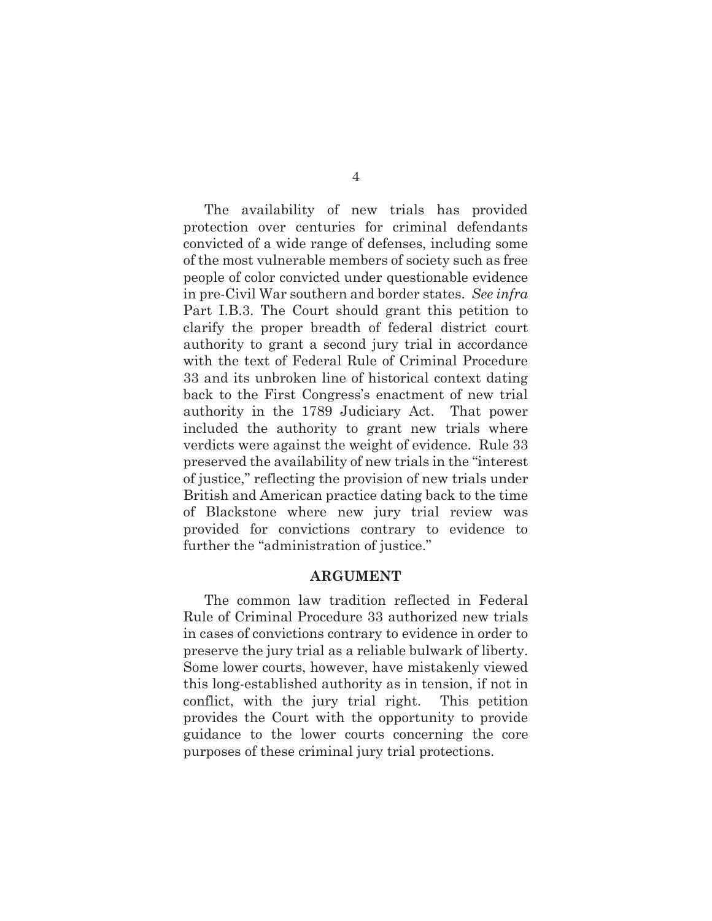The availability of new trials has provided protection over centuries for criminal defendants convicted of a wide range of defenses, including some of the most vulnerable members of society such as free people of color convicted under questionable evidence in pre-Civil War southern and border states. *See infra* Part I.B.3. The Court should grant this petition to clarify the proper breadth of federal district court authority to grant a second jury trial in accordance with the text of Federal Rule of Criminal Procedure 33 and its unbroken line of historical context dating back to the First Congress's enactment of new trial authority in the 1789 Judiciary Act. That power included the authority to grant new trials where verdicts were against the weight of evidence. Rule 33 preserved the availability of new trials in the "interest of justice," reflecting the provision of new trials under British and American practice dating back to the time of Blackstone where new jury trial review was provided for convictions contrary to evidence to further the "administration of justice."

## ARGUMENT

The common law tradition reflected in Federal Rule of Criminal Procedure 33 authorized new trials in cases of convictions contrary to evidence in order to preserve the jury trial as a reliable bulwark of liberty. Some lower courts, however, have mistakenly viewed this long-established authority as in tension, if not in conflict, with the jury trial right. This petition provides the Court with the opportunity to provide guidance to the lower courts concerning the core purposes of these criminal jury trial protections.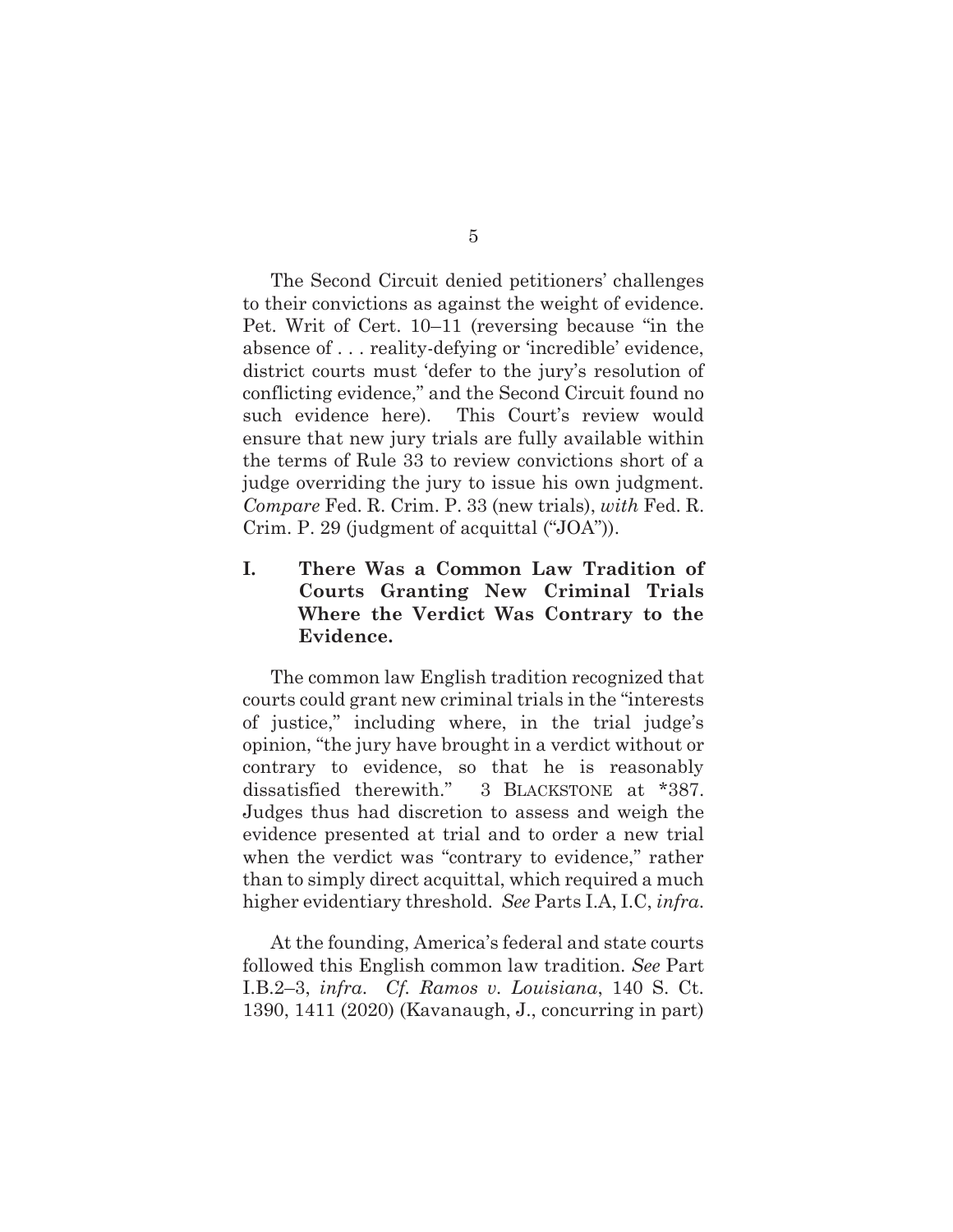The Second Circuit denied petitioners' challenges to their convictions as against the weight of evidence. Pet. Writ of Cert. 10–11 (reversing because "in the absence of . . . reality-defying or 'incredible' evidence, district courts must 'defer to the jury's resolution of conflicting evidence," and the Second Circuit found no such evidence here). This Court's review would ensure that new jury trials are fully available within the terms of Rule 33 to review convictions short of a judge overriding the jury to issue his own judgment. *Compare* Fed. R. Crim. P. 33 (new trials), *with* Fed. R. Crim. P. 29 (judgment of acquittal ("JOA")).

## I. There Was a Common Law Tradition of Courts Granting New Criminal Trials Where the Verdict Was Contrary to the Evidence.

The common law English tradition recognized that courts could grant new criminal trials in the "interests of justice," including where, in the trial judge's opinion, "the jury have brought in a verdict without or contrary to evidence, so that he is reasonably dissatisfied therewith." 3 BLACKSTONE at *387. Judges thus had discretion to assess and weigh the evidence presented at trial and to order a new trial when the verdict was "contrary to evidence," rather than to simply direct acquittal, which required a much higher evidentiary threshold. *See* Parts I.A, I.C, *infra*.

At the founding, America's federal and state courts followed this English common law tradition. *See* Part I.B.2–3, *infra*. *Cf. Ramos v. Louisiana*, 140 S. Ct. 1390, 1411 (2020) (Kavanaugh, J., concurring in part)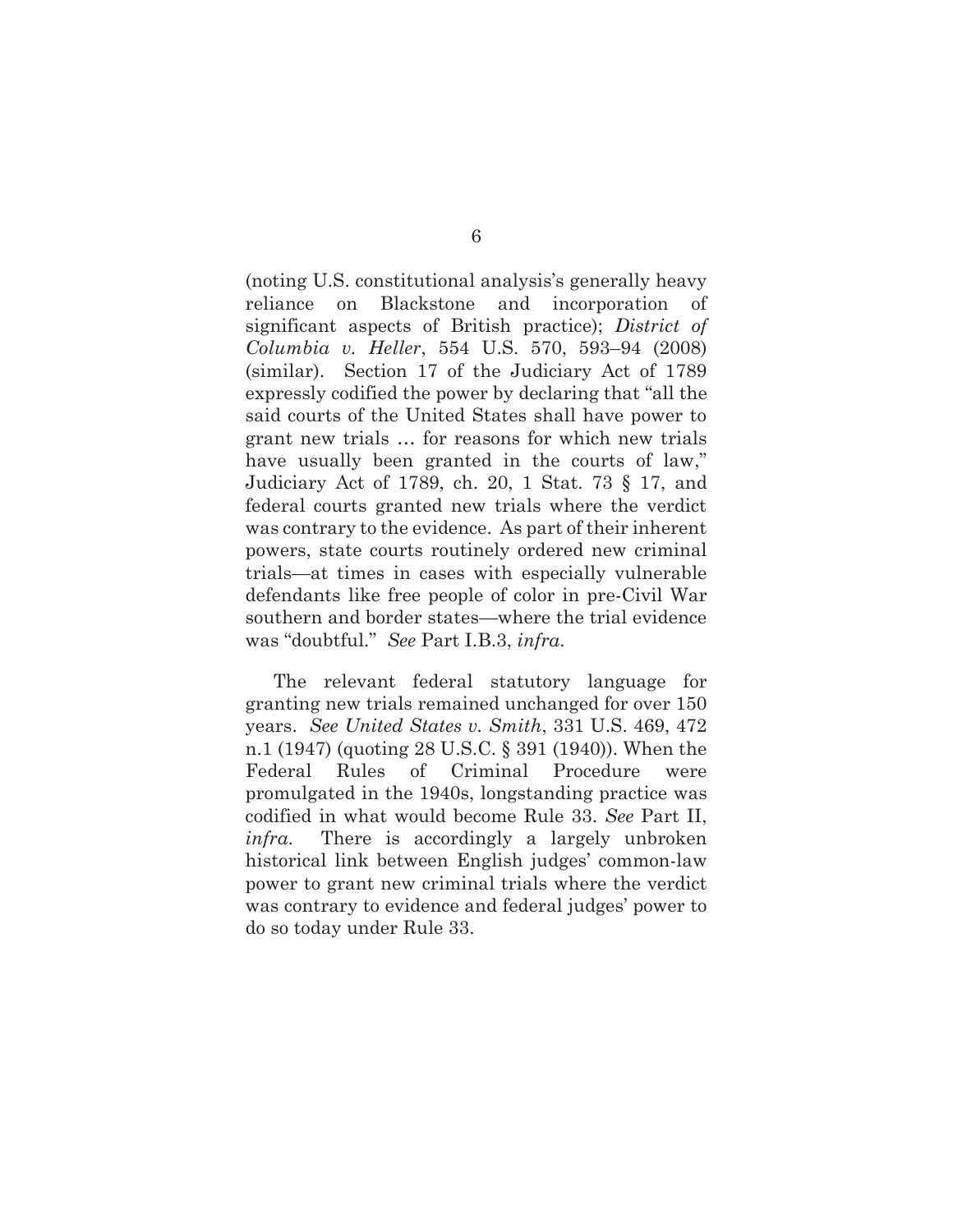(noting U.S. constitutional analysis's generally heavy reliance on Blackstone and incorporation of significant aspects of British practice); *District of Columbia v. Heller*, 554 U.S. 570, 593–94 (2008) (similar). Section 17 of the Judiciary Act of 1789 expressly codified the power by declaring that "all the said courts of the United States shall have power to grant new trials … for reasons for which new trials have usually been granted in the courts of law," Judiciary Act of 1789, ch. 20, 1 Stat. 73 § 17, and federal courts granted new trials where the verdict was contrary to the evidence. As part of their inherent powers, state courts routinely ordered new criminal trials—at times in cases with especially vulnerable defendants like free people of color in pre-Civil War southern and border states—where the trial evidence was "doubtful." *See* Part I.B.3, *infra*.

The relevant federal statutory language for granting new trials remained unchanged for over 150 years. *See United States v. Smith*, 331 U.S. 469, 472 n.1 (1947) (quoting 28 U.S.C. § 391 (1940)). When the Federal Rules of Criminal Procedure were promulgated in the 1940s, longstanding practice was codified in what would become Rule 33. *See* Part II, *infra*. There is accordingly a largely unbroken historical link between English judges' common-law power to grant new criminal trials where the verdict was contrary to evidence and federal judges' power to do so today under Rule 33.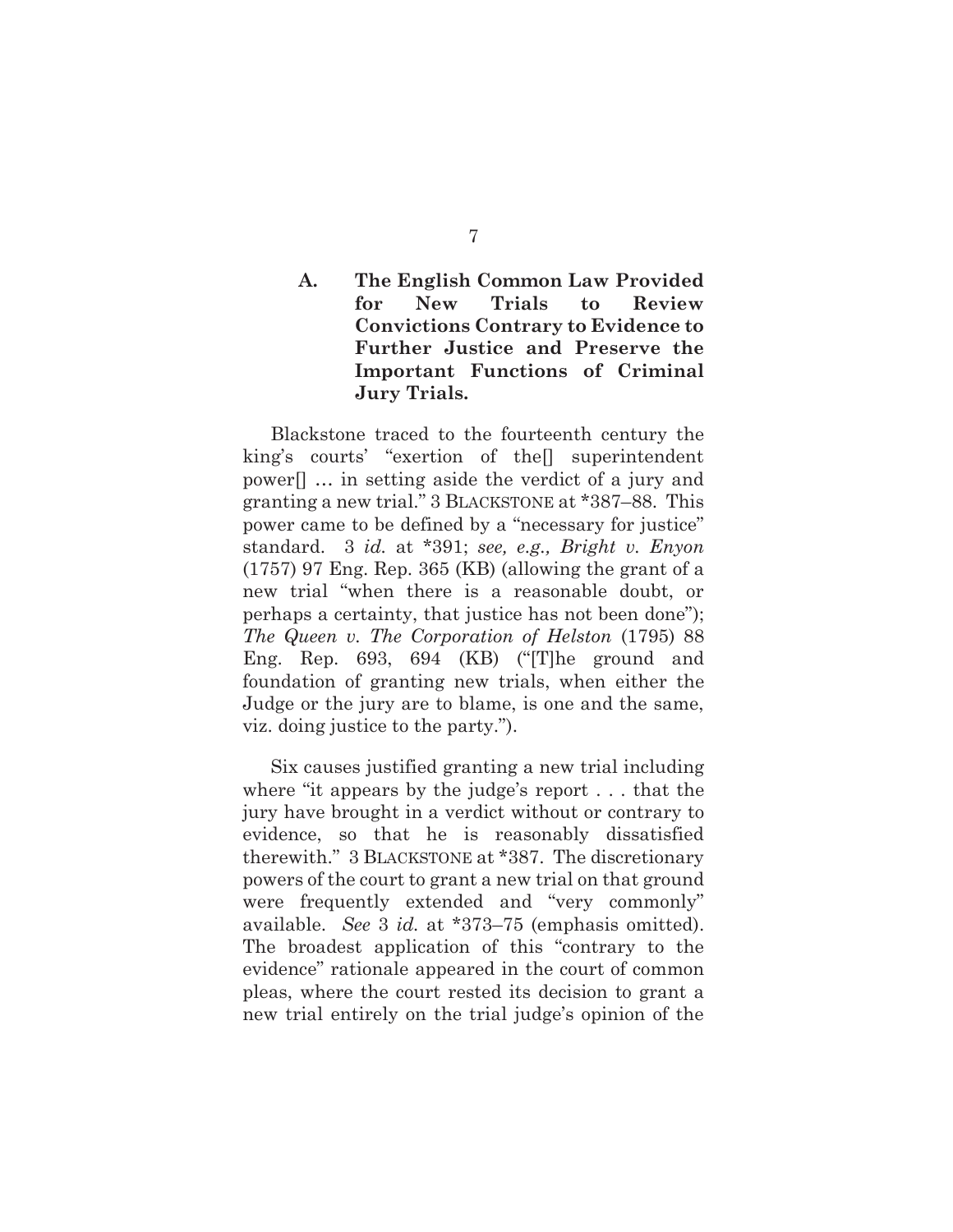### A. The English Common Law Provided for New Trials to Review Convictions Contrary to Evidence to Further Justice and Preserve the Important Functions of Criminal Jury Trials.

Blackstone traced to the fourteenth century the king's courts' "exertion of the[] superintendent power[] … in setting aside the verdict of a jury and granting a new trial." 3 BLACKSTONE at *387–88. This power came to be defined by a "necessary for justice" standard. 3 *id.* at *391; *see, e.g., Bright v. Enyon* (1757) 97 Eng. Rep. 365 (KB) (allowing the grant of a new trial "when there is a reasonable doubt, or perhaps a certainty, that justice has not been done"); *The Queen v. The Corporation of Helston* (1795) 88 Eng. Rep. 693, 694 (KB) ("[T]he ground and foundation of granting new trials, when either the Judge or the jury are to blame, is one and the same, viz. doing justice to the party.").

Six causes justified granting a new trial including where "it appears by the judge's report . . . that the jury have brought in a verdict without or contrary to evidence, so that he is reasonably dissatisfied therewith." 3 BLACKSTONE at *387. The discretionary powers of the court to grant a new trial on that ground were frequently extended and "very commonly" available. *See* 3 *id.* at *373–75 (emphasis omitted). The broadest application of this "contrary to the evidence" rationale appeared in the court of common pleas, where the court rested its decision to grant a new trial entirely on the trial judge's opinion of the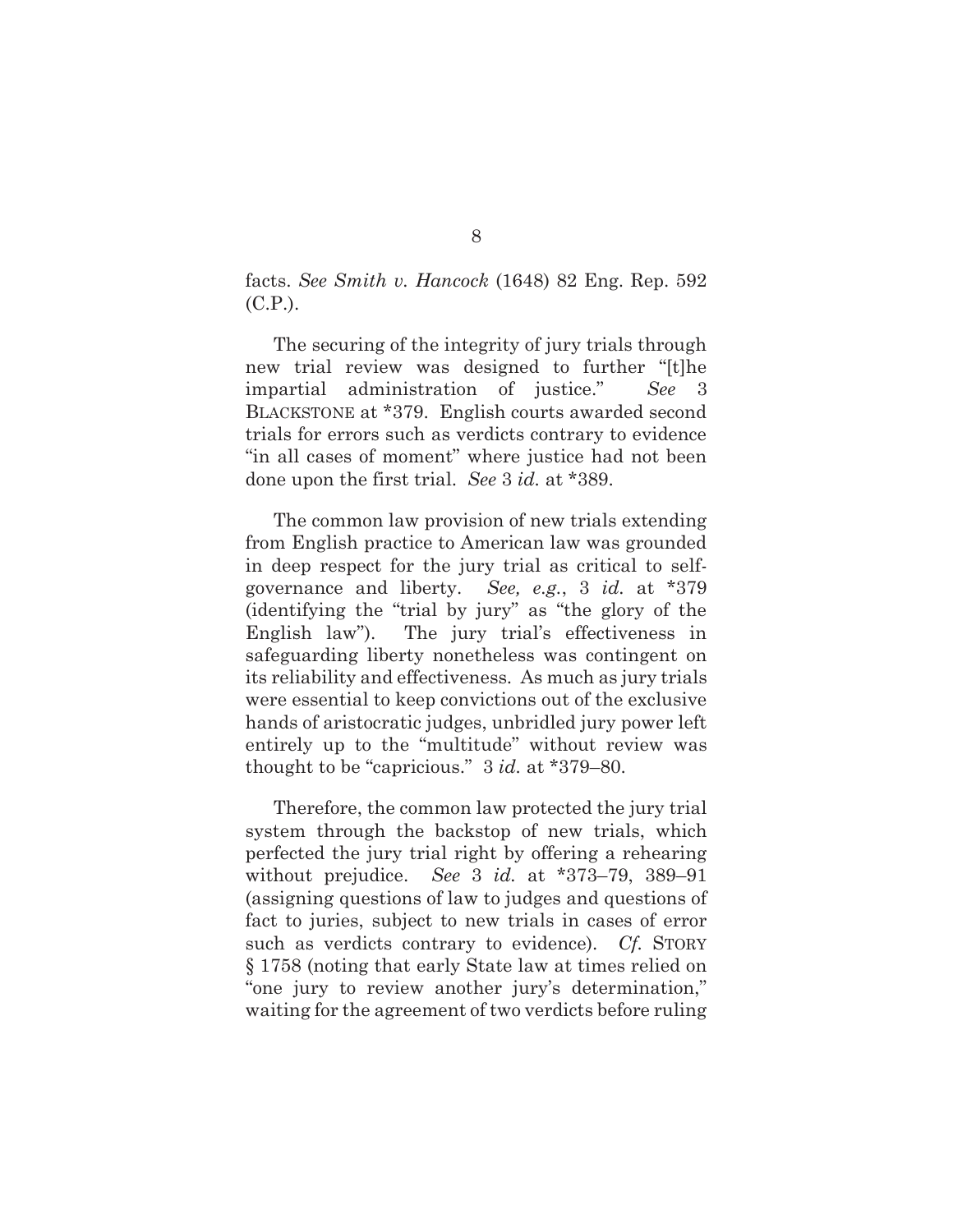facts. *See Smith v. Hancock* (1648) 82 Eng. Rep. 592 (C.P.).

The securing of the integrity of jury trials through new trial review was designed to further "[t]he impartial administration of justice." *See* 3 BLACKSTONE at *379. English courts awarded second trials for errors such as verdicts contrary to evidence "in all cases of moment" where justice had not been done upon the first trial. *See* 3 *id.* at *389.

The common law provision of new trials extending from English practice to American law was grounded in deep respect for the jury trial as critical to self-governance and liberty. *See, e.g.*, 3 *id.* at *379 (identifying the "trial by jury" as "the glory of the English law"). The jury trial's effectiveness in safeguarding liberty nonetheless was contingent on its reliability and effectiveness. As much as jury trials were essential to keep convictions out of the exclusive hands of aristocratic judges, unbridled jury power left entirely up to the "multitude" without review was thought to be "capricious." 3 *id.* at *379–80.

Therefore, the common law protected the jury trial system through the backstop of new trials, which perfected the jury trial right by offering a rehearing without prejudice. *See* 3 *id.* at *373–79, 389–91 (assigning questions of law to judges and questions of fact to juries, subject to new trials in cases of error such as verdicts contrary to evidence). *Cf.* STORY § 1758 (noting that early State law at times relied on "one jury to review another jury's determination," waiting for the agreement of two verdicts before ruling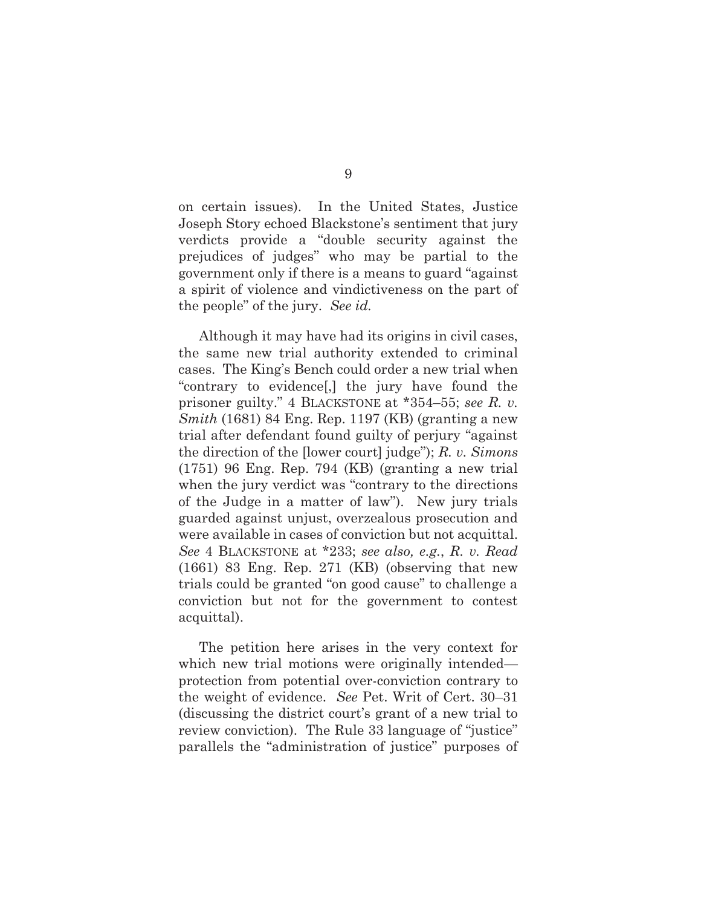on certain issues). In the United States, Justice Joseph Story echoed Blackstone's sentiment that jury verdicts provide a "double security against the prejudices of judges" who may be partial to the government only if there is a means to guard "against a spirit of violence and vindictiveness on the part of the people" of the jury. *See id.*

Although it may have had its origins in civil cases, the same new trial authority extended to criminal cases. The King's Bench could order a new trial when "contrary to evidence[,] the jury have found the prisoner guilty." 4 BLACKSTONE at *354–55; *see R. v. Smith* (1681) 84 Eng. Rep. 1197 (KB) (granting a new trial after defendant found guilty of perjury "against the direction of the [lower court] judge"); *R. v. Simons* (1751) 96 Eng. Rep. 794 (KB) (granting a new trial when the jury verdict was "contrary to the directions of the Judge in a matter of law"). New jury trials guarded against unjust, overzealous prosecution and were available in cases of conviction but not acquittal. *See* 4 BLACKSTONE at *233; *see also, e.g.*, *R. v. Read* (1661) 83 Eng. Rep. 271 (KB) (observing that new trials could be granted "on good cause" to challenge a conviction but not for the government to contest acquittal).

The petition here arises in the very context for which new trial motions were originally intended—protection from potential over-conviction contrary to the weight of evidence. *See* Pet. Writ of Cert. 30–31 (discussing the district court's grant of a new trial to review conviction). The Rule 33 language of "justice" parallels the "administration of justice" purposes of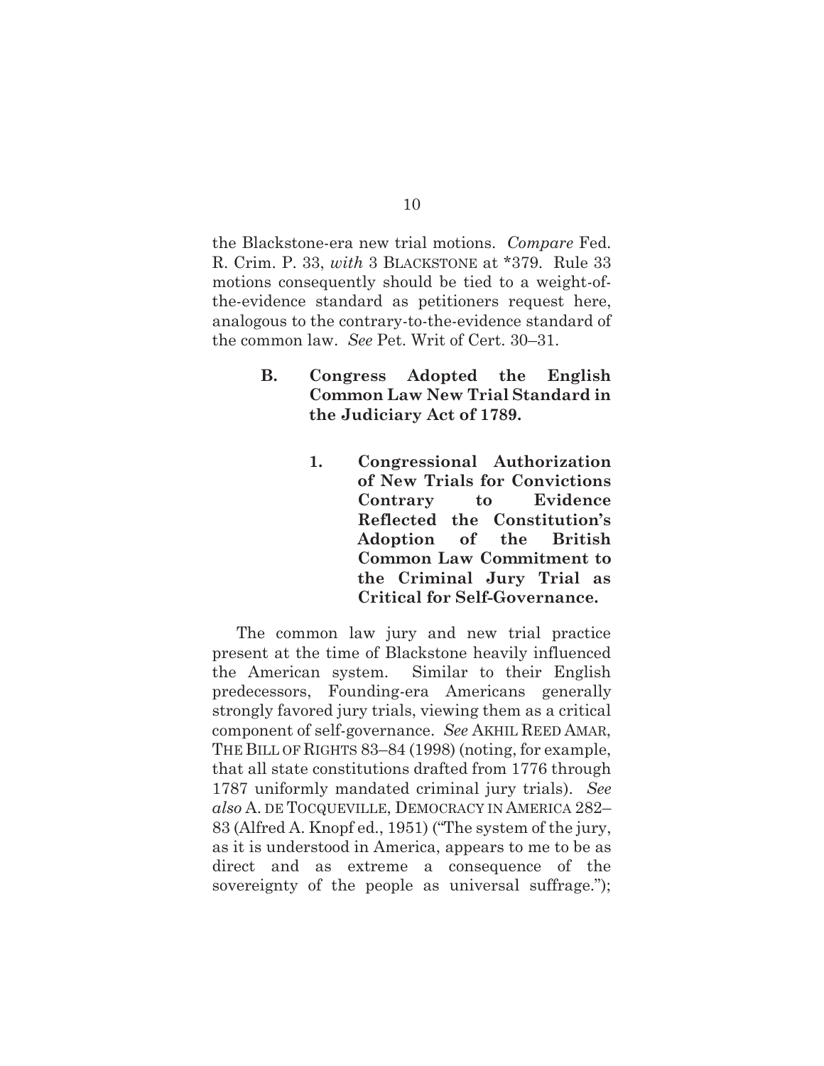the Blackstone-era new trial motions. *Compare* Fed. R. Crim. P. 33, *with* 3 BLACKSTONE at *379. Rule 33 motions consequently should be tied to a weight-of-the-evidence standard as petitioners request here, analogous to the contrary-to-the-evidence standard of the common law. *See* Pet. Writ of Cert. 30–31.

### B. Congress Adopted the English Common Law New Trial Standard in the Judiciary Act of 1789.

#### 1. Congressional Authorization of New Trials for Convictions Contrary to Evidence Reflected the Constitution's Adoption of the British Common Law Commitment to the Criminal Jury Trial as Critical for Self-Governance.

The common law jury and new trial practice present at the time of Blackstone heavily influenced the American system. Similar to their English predecessors, Founding-era Americans generally strongly favored jury trials, viewing them as a critical component of self-governance. *See* AKHIL REED AMAR, THE BILL OF RIGHTS 83–84 (1998) (noting, for example, that all state constitutions drafted from 1776 through 1787 uniformly mandated criminal jury trials). *See also* A. DE TOCQUEVILLE, DEMOCRACY IN AMERICA 282–83 (Alfred A. Knopf ed., 1951) ("The system of the jury, as it is understood in America, appears to me to be as direct and as extreme a consequence of the sovereignty of the people as universal suffrage.");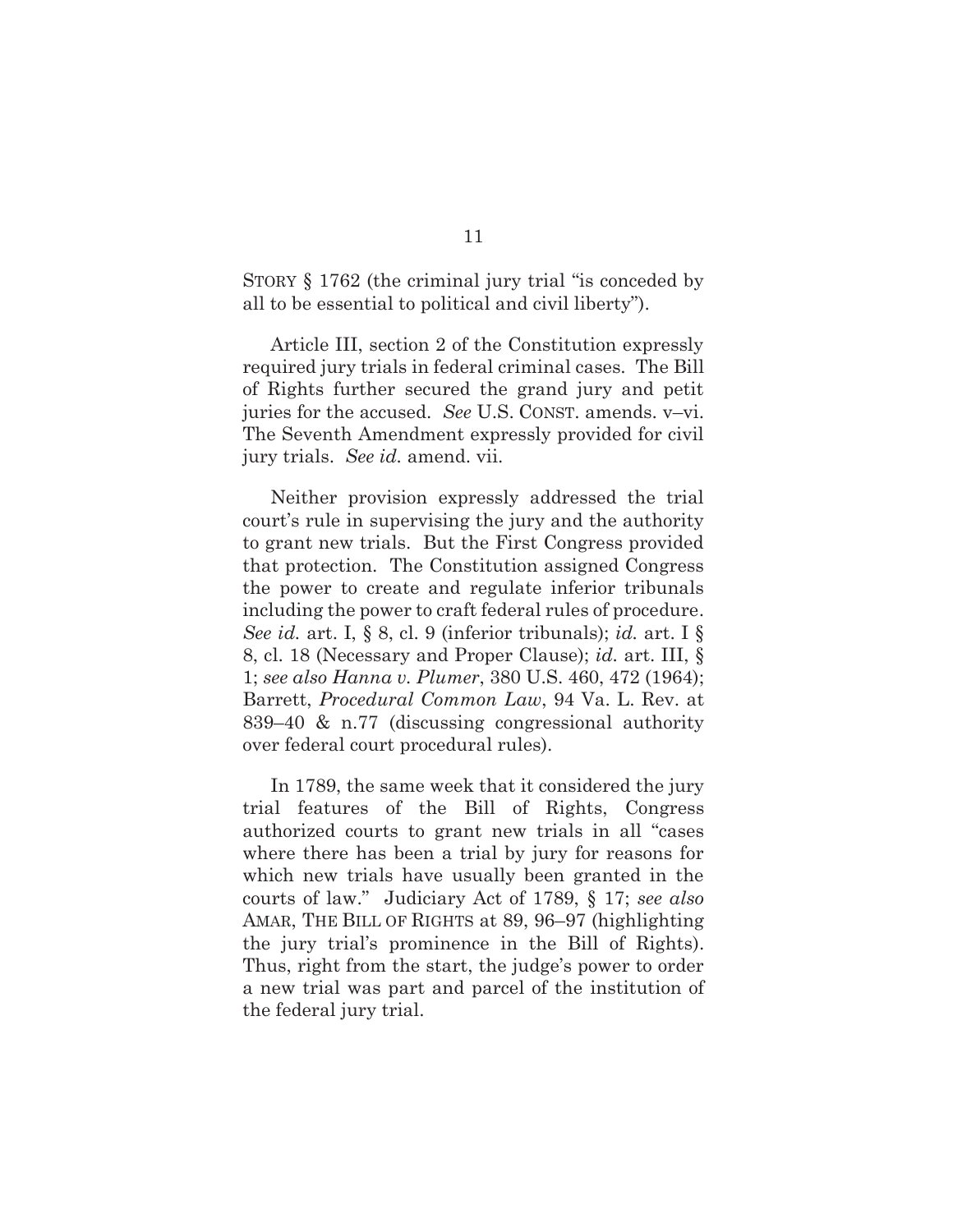STORY § 1762 (the criminal jury trial "is conceded by all to be essential to political and civil liberty").

Article III, section 2 of the Constitution expressly required jury trials in federal criminal cases. The Bill of Rights further secured the grand jury and petit juries for the accused. *See* U.S. CONST. amends. v–vi. The Seventh Amendment expressly provided for civil jury trials. *See id.* amend. vii.

Neither provision expressly addressed the trial court's rule in supervising the jury and the authority to grant new trials. But the First Congress provided that protection. The Constitution assigned Congress the power to create and regulate inferior tribunals including the power to craft federal rules of procedure. *See id.* art. I, § 8, cl. 9 (inferior tribunals); *id.* art. I § 8, cl. 18 (Necessary and Proper Clause); *id.* art. III, § 1; *see also Hanna v. Plumer*, 380 U.S. 460, 472 (1964); Barrett, *Procedural Common Law*, 94 Va. L. Rev. at 839–40 & n.77 (discussing congressional authority over federal court procedural rules).

In 1789, the same week that it considered the jury trial features of the Bill of Rights, Congress authorized courts to grant new trials in all "cases where there has been a trial by jury for reasons for which new trials have usually been granted in the courts of law." Judiciary Act of 1789, § 17; *see also* AMAR, THE BILL OF RIGHTS at 89, 96–97 (highlighting the jury trial's prominence in the Bill of Rights). Thus, right from the start, the judge's power to order a new trial was part and parcel of the institution of the federal jury trial.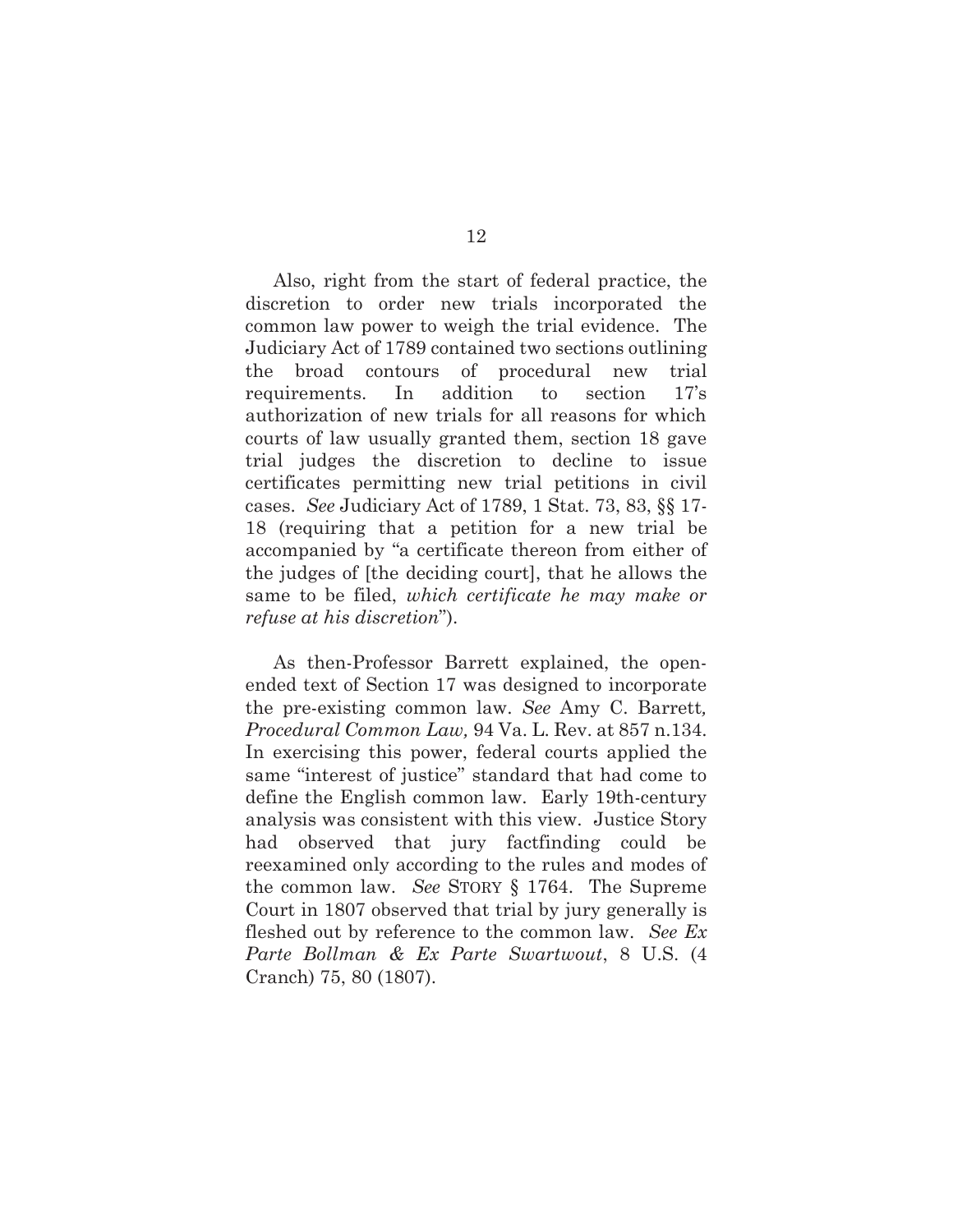Also, right from the start of federal practice, the discretion to order new trials incorporated the common law power to weigh the trial evidence. The Judiciary Act of 1789 contained two sections outlining the broad contours of procedural new trial requirements. In addition to section 17's authorization of new trials for all reasons for which courts of law usually granted them, section 18 gave trial judges the discretion to decline to issue certificates permitting new trial petitions in civil cases. *See* Judiciary Act of 1789, 1 Stat. 73, 83, §§ 17-18 (requiring that a petition for a new trial be accompanied by "a certificate thereon from either of the judges of [the deciding court], that he allows the same to be filed, *which certificate he may make or refuse at his discretion*").

As then-Professor Barrett explained, the open-ended text of Section 17 was designed to incorporate the pre-existing common law. *See* Amy C. Barrett*, Procedural Common Law,* 94 Va. L. Rev. at 857 n.134. In exercising this power, federal courts applied the same "interest of justice" standard that had come to define the English common law. Early 19th-century analysis was consistent with this view. Justice Story had observed that jury factfinding could be reexamined only according to the rules and modes of the common law. *See* STORY § 1764. The Supreme Court in 1807 observed that trial by jury generally is fleshed out by reference to the common law. *See Ex Parte Bollman & Ex Parte Swartwout*, 8 U.S. (4 Cranch) 75, 80 (1807).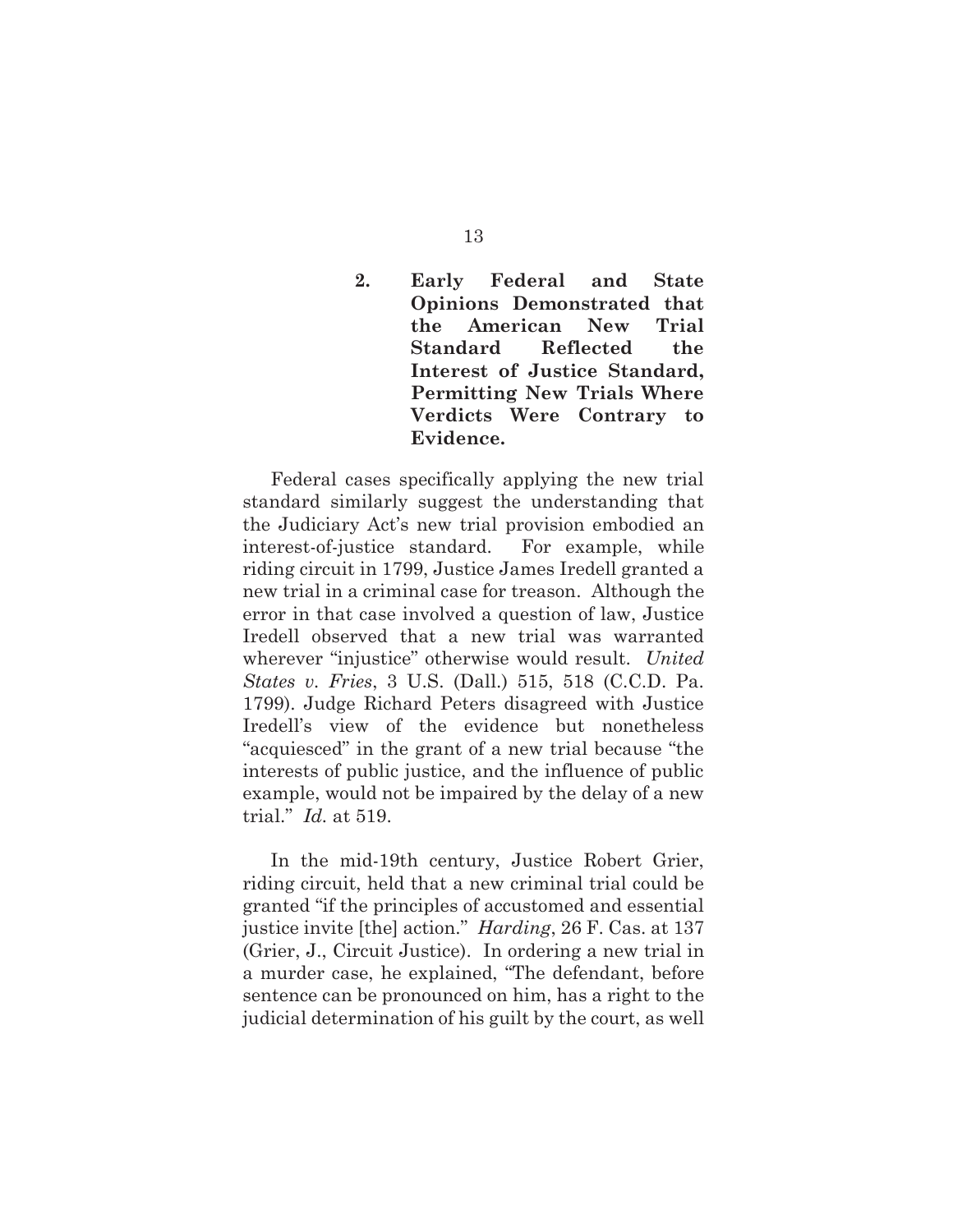### 2. Early Federal and State Opinions Demonstrated that the American New Trial Standard Reflected the Interest of Justice Standard, Permitting New Trials Where Verdicts Were Contrary to Evidence.

Federal cases specifically applying the new trial standard similarly suggest the understanding that the Judiciary Act's new trial provision embodied an interest-of-justice standard. For example, while riding circuit in 1799, Justice James Iredell granted a new trial in a criminal case for treason. Although the error in that case involved a question of law, Justice Iredell observed that a new trial was warranted wherever "injustice" otherwise would result. *United States v. Fries*, 3 U.S. (Dall.) 515, 518 (C.C.D. Pa. 1799). Judge Richard Peters disagreed with Justice Iredell's view of the evidence but nonetheless "acquiesced" in the grant of a new trial because "the interests of public justice, and the influence of public example, would not be impaired by the delay of a new trial." *Id.* at 519.

In the mid-19th century, Justice Robert Grier, riding circuit, held that a new criminal trial could be granted "if the principles of accustomed and essential justice invite [the] action." *Harding*, 26 F. Cas. at 137 (Grier, J., Circuit Justice). In ordering a new trial in a murder case, he explained, "The defendant, before sentence can be pronounced on him, has a right to the judicial determination of his guilt by the court, as well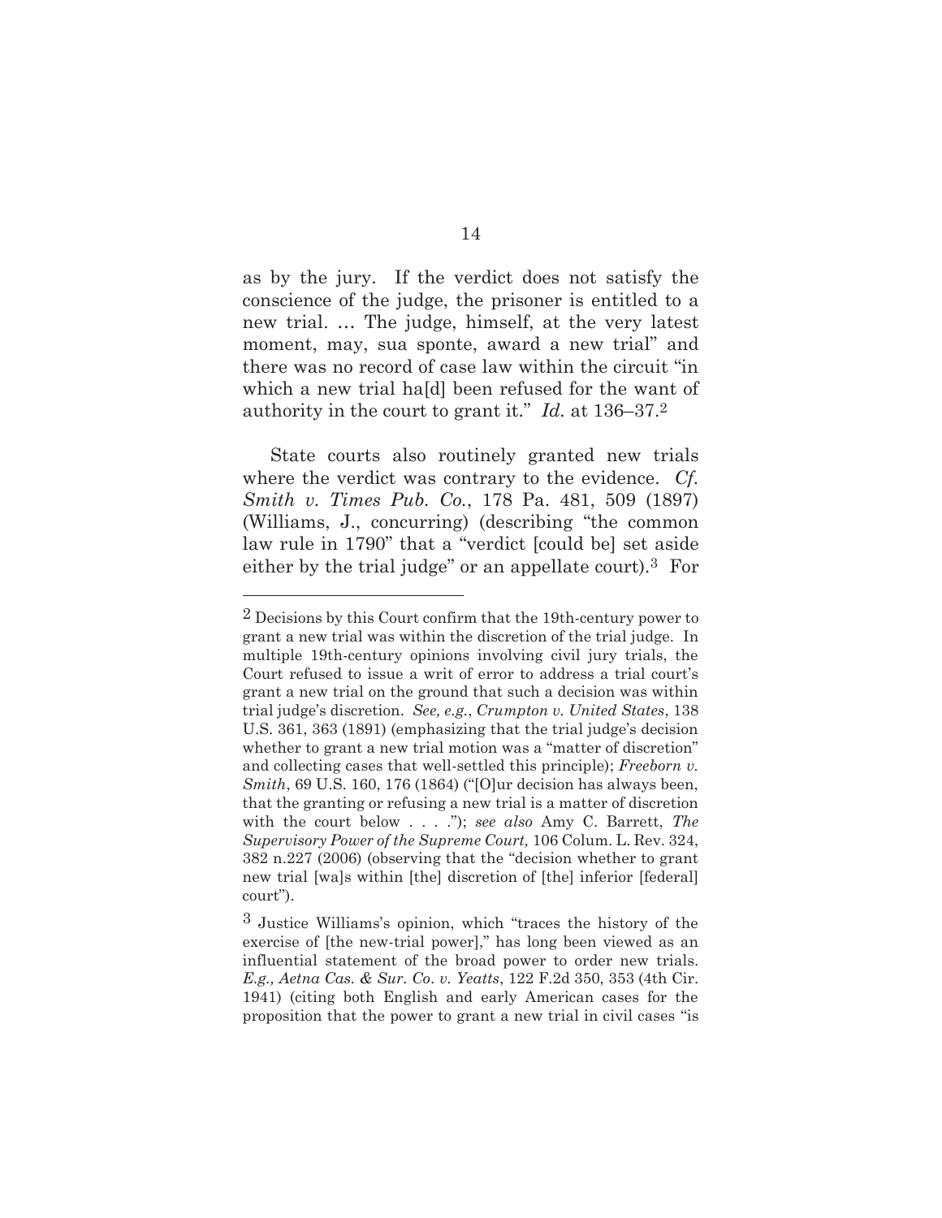as by the jury. If the verdict does not satisfy the conscience of the judge, the prisoner is entitled to a new trial. … The judge, himself, at the very latest moment, may, sua sponte, award a new trial" and there was no record of case law within the circuit "in which a new trial ha[d] been refused for the want of authority in the court to grant it." *Id.* at 136–37.[2]

State courts also routinely granted new trials where the verdict was contrary to the evidence. *Cf. Smith v. Times Pub. Co.*, 178 Pa. 481, 509 (1897) (Williams, J., concurring) (describing "the common law rule in 1790" that a "verdict [could be] set aside either by the trial judge" or an appellate court).[3] For

---

[2] Decisions by this Court confirm that the 19th-century power to grant a new trial was within the discretion of the trial judge. In multiple 19th-century opinions involving civil jury trials, the Court refused to issue a writ of error to address a trial court's grant a new trial on the ground that such a decision was within trial judge's discretion. *See, e.g.*, *Crumpton v. United States*, 138 U.S. 361, 363 (1891) (emphasizing that the trial judge's decision whether to grant a new trial motion was a "matter of discretion" and collecting cases that well-settled this principle); *Freeborn v. Smith*, 69 U.S. 160, 176 (1864) ("[O]ur decision has always been, that the granting or refusing a new trial is a matter of discretion with the court below . . . ."); *see also* Amy C. Barrett, *The Supervisory Power of the Supreme Court,* 106 Colum. L. Rev. 324, 382 n.227 (2006) (observing that the "decision whether to grant new trial [wa]s within [the] discretion of [the] inferior [federal] court").

[3] Justice Williams's opinion, which "traces the history of the exercise of [the new-trial power]," has long been viewed as an influential statement of the broad power to order new trials. *E.g., Aetna Cas. & Sur. Co. v. Yeatts*, 122 F.2d 350, 353 (4th Cir. 1941) (citing both English and early American cases for the proposition that the power to grant a new trial in civil cases "is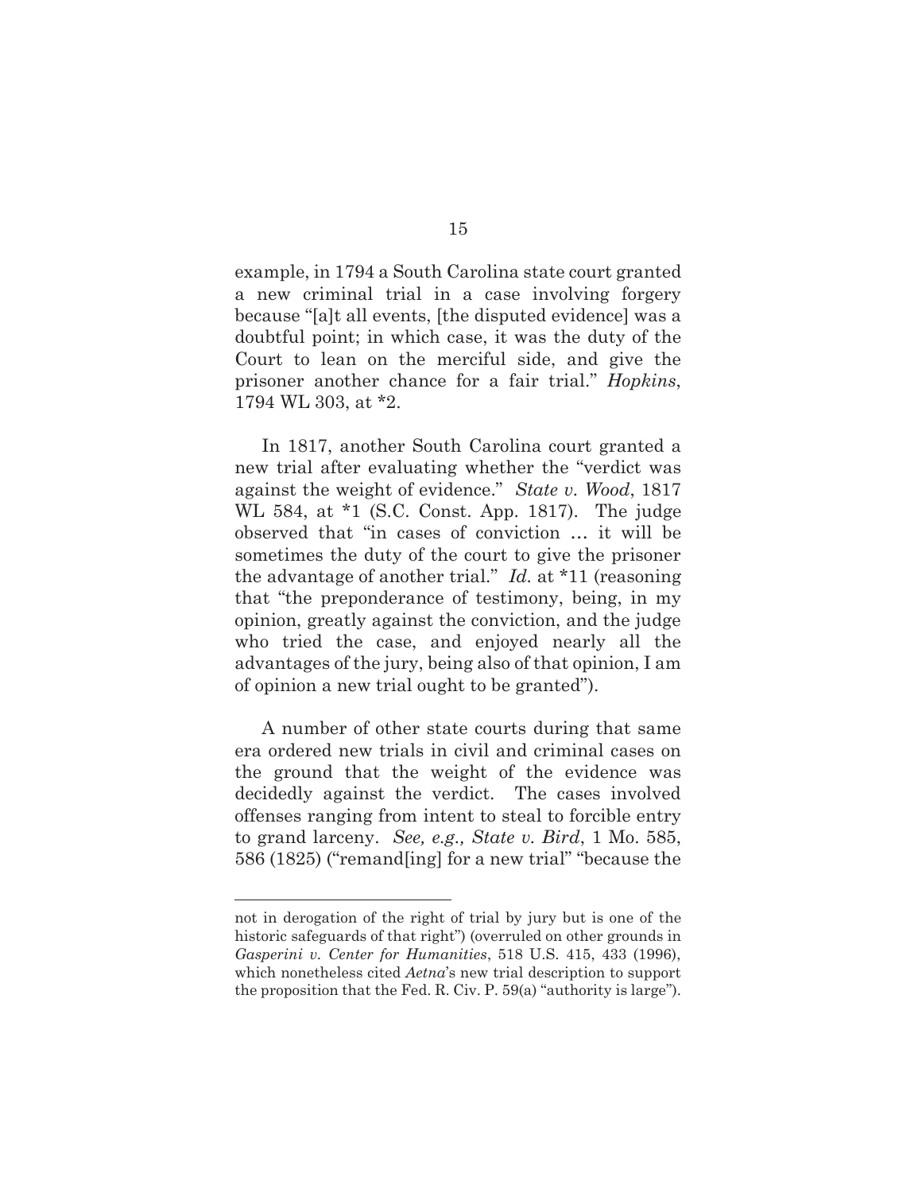example, in 1794 a South Carolina state court granted a new criminal trial in a case involving forgery because "[a]t all events, [the disputed evidence] was a doubtful point; in which case, it was the duty of the Court to lean on the merciful side, and give the prisoner another chance for a fair trial." *Hopkins*, 1794 WL 303, at *2.

In 1817, another South Carolina court granted a new trial after evaluating whether the "verdict was against the weight of evidence." *State v. Wood*, 1817 WL 584, at *1 (S.C. Const. App. 1817). The judge observed that "in cases of conviction … it will be sometimes the duty of the court to give the prisoner the advantage of another trial." *Id.* at *11 (reasoning that "the preponderance of testimony, being, in my opinion, greatly against the conviction, and the judge who tried the case, and enjoyed nearly all the advantages of the jury, being also of that opinion, I am of opinion a new trial ought to be granted").

A number of other state courts during that same era ordered new trials in civil and criminal cases on the ground that the weight of the evidence was decidedly against the verdict. The cases involved offenses ranging from intent to steal to forcible entry to grand larceny. *See, e.g., State v. Bird*, 1 Mo. 585, 586 (1825) ("remand[ing] for a new trial" "because the

---

not in derogation of the right of trial by jury but is one of the historic safeguards of that right") (overruled on other grounds in *Gasperini v. Center for Humanities*, 518 U.S. 415, 433 (1996), which nonetheless cited *Aetna*'s new trial description to support the proposition that the Fed. R. Civ. P. 59(a) "authority is large").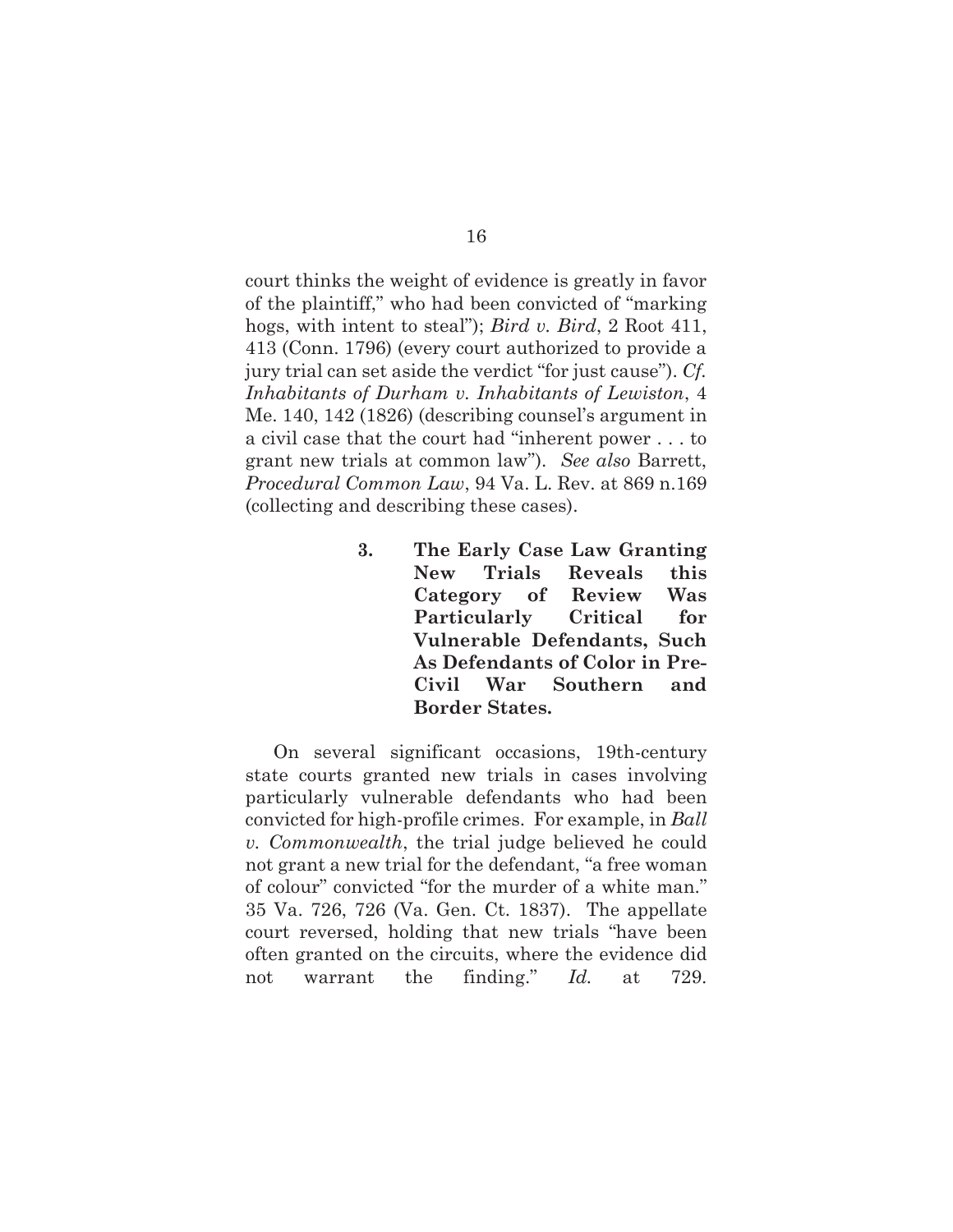court thinks the weight of evidence is greatly in favor of the plaintiff," who had been convicted of "marking hogs, with intent to steal"); *Bird v. Bird*, 2 Root 411, 413 (Conn. 1796) (every court authorized to provide a jury trial can set aside the verdict "for just cause"). *Cf. Inhabitants of Durham v. Inhabitants of Lewiston*, 4 Me. 140, 142 (1826) (describing counsel's argument in a civil case that the court had "inherent power . . . to grant new trials at common law"). *See also* Barrett, *Procedural Common Law*, 94 Va. L. Rev. at 869 n.169 (collecting and describing these cases).

### 3. The Early Case Law Granting New Trials Reveals this Category of Review Was Particularly Critical for Vulnerable Defendants, Such As Defendants of Color in Pre-Civil War Southern and Border States.

On several significant occasions, 19th-century state courts granted new trials in cases involving particularly vulnerable defendants who had been convicted for high-profile crimes. For example, in *Ball v. Commonwealth*, the trial judge believed he could not grant a new trial for the defendant, "a free woman of colour" convicted "for the murder of a white man." 35 Va. 726, 726 (Va. Gen. Ct. 1837). The appellate court reversed, holding that new trials "have been often granted on the circuits, where the evidence did not warrant the finding." *Id.* at 729.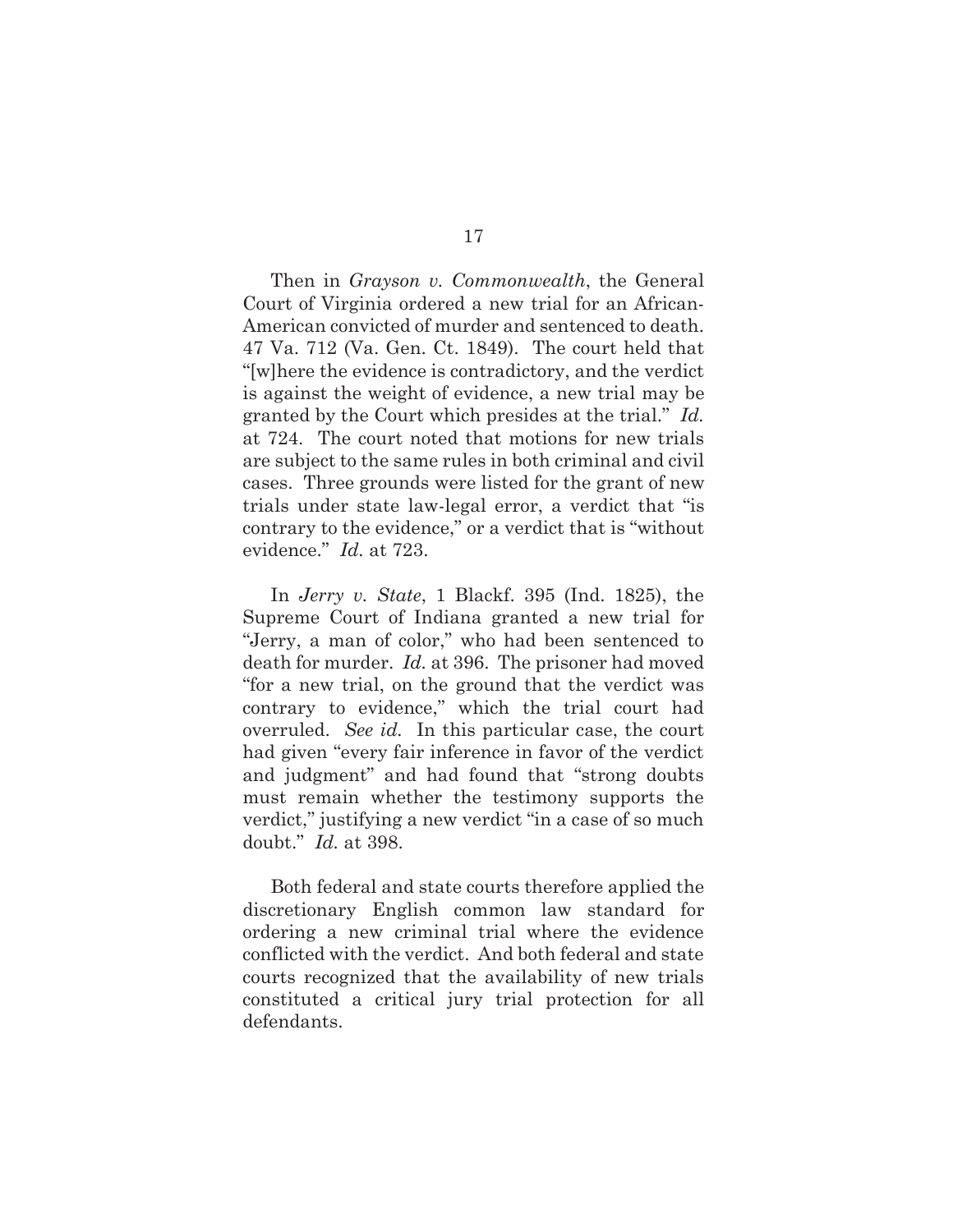Then in *Grayson v. Commonwealth*, the General Court of Virginia ordered a new trial for an African-American convicted of murder and sentenced to death. 47 Va. 712 (Va. Gen. Ct. 1849). The court held that "[w]here the evidence is contradictory, and the verdict is against the weight of evidence, a new trial may be granted by the Court which presides at the trial." *Id.* at 724. The court noted that motions for new trials are subject to the same rules in both criminal and civil cases. Three grounds were listed for the grant of new trials under state law-legal error, a verdict that "is contrary to the evidence," or a verdict that is "without evidence." *Id.* at 723.

In *Jerry v. State*, 1 Blackf. 395 (Ind. 1825), the Supreme Court of Indiana granted a new trial for "Jerry, a man of color," who had been sentenced to death for murder. *Id.* at 396. The prisoner had moved "for a new trial, on the ground that the verdict was contrary to evidence," which the trial court had overruled. *See id.* In this particular case, the court had given "every fair inference in favor of the verdict and judgment" and had found that "strong doubts must remain whether the testimony supports the verdict," justifying a new verdict "in a case of so much doubt." *Id.* at 398.

Both federal and state courts therefore applied the discretionary English common law standard for ordering a new criminal trial where the evidence conflicted with the verdict. And both federal and state courts recognized that the availability of new trials constituted a critical jury trial protection for all defendants.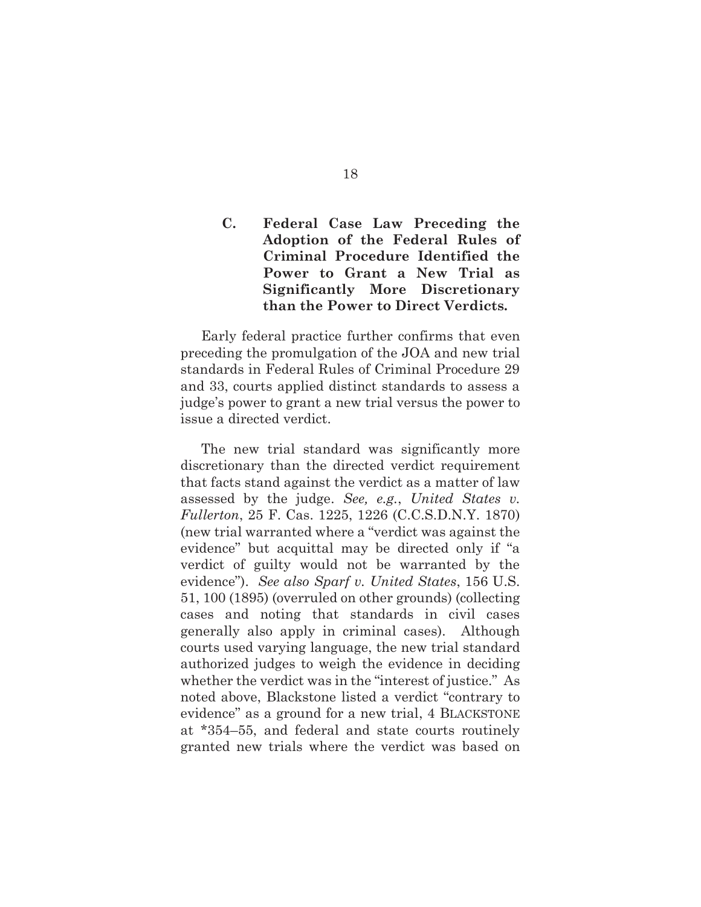### C. Federal Case Law Preceding the Adoption of the Federal Rules of Criminal Procedure Identified the Power to Grant a New Trial as Significantly More Discretionary than the Power to Direct Verdicts.

Early federal practice further confirms that even preceding the promulgation of the JOA and new trial standards in Federal Rules of Criminal Procedure 29 and 33, courts applied distinct standards to assess a judge's power to grant a new trial versus the power to issue a directed verdict.

The new trial standard was significantly more discretionary than the directed verdict requirement that facts stand against the verdict as a matter of law assessed by the judge. *See, e.g.*, *United States v. Fullerton*, 25 F. Cas. 1225, 1226 (C.C.S.D.N.Y. 1870) (new trial warranted where a "verdict was against the evidence" but acquittal may be directed only if "a verdict of guilty would not be warranted by the evidence"). *See also Sparf v. United States*, 156 U.S. 51, 100 (1895) (overruled on other grounds) (collecting cases and noting that standards in civil cases generally also apply in criminal cases). Although courts used varying language, the new trial standard authorized judges to weigh the evidence in deciding whether the verdict was in the "interest of justice." As noted above, Blackstone listed a verdict "contrary to evidence" as a ground for a new trial, 4 BLACKSTONE at *354–55, and federal and state courts routinely granted new trials where the verdict was based on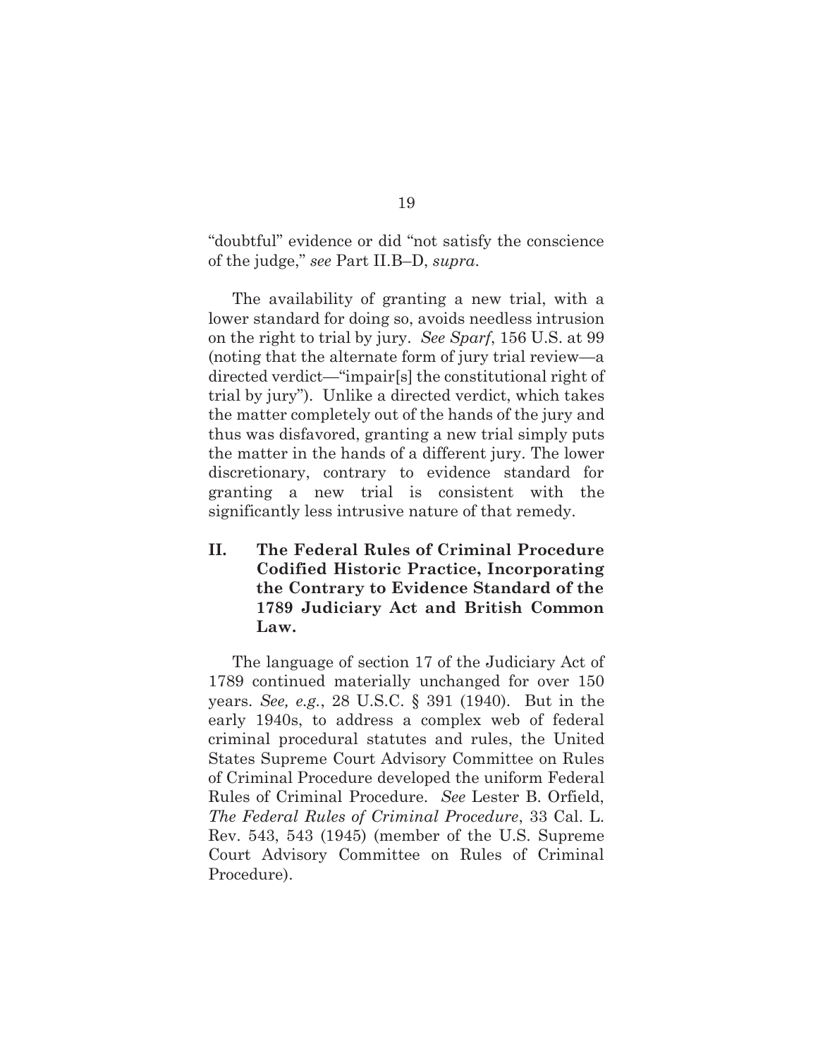"doubtful" evidence or did "not satisfy the conscience of the judge," *see* Part II.B–D, *supra*.

The availability of granting a new trial, with a lower standard for doing so, avoids needless intrusion on the right to trial by jury. *See Sparf*, 156 U.S. at 99 (noting that the alternate form of jury trial review—a directed verdict—"impair[s] the constitutional right of trial by jury"). Unlike a directed verdict, which takes the matter completely out of the hands of the jury and thus was disfavored, granting a new trial simply puts the matter in the hands of a different jury. The lower discretionary, contrary to evidence standard for granting a new trial is consistent with the significantly less intrusive nature of that remedy.

## II. The Federal Rules of Criminal Procedure Codified Historic Practice, Incorporating the Contrary to Evidence Standard of the 1789 Judiciary Act and British Common Law.

The language of section 17 of the Judiciary Act of 1789 continued materially unchanged for over 150 years. *See, e.g.*, 28 U.S.C. § 391 (1940). But in the early 1940s, to address a complex web of federal criminal procedural statutes and rules, the United States Supreme Court Advisory Committee on Rules of Criminal Procedure developed the uniform Federal Rules of Criminal Procedure. *See* Lester B. Orfield, *The Federal Rules of Criminal Procedure*, 33 Cal. L. Rev. 543, 543 (1945) (member of the U.S. Supreme Court Advisory Committee on Rules of Criminal Procedure).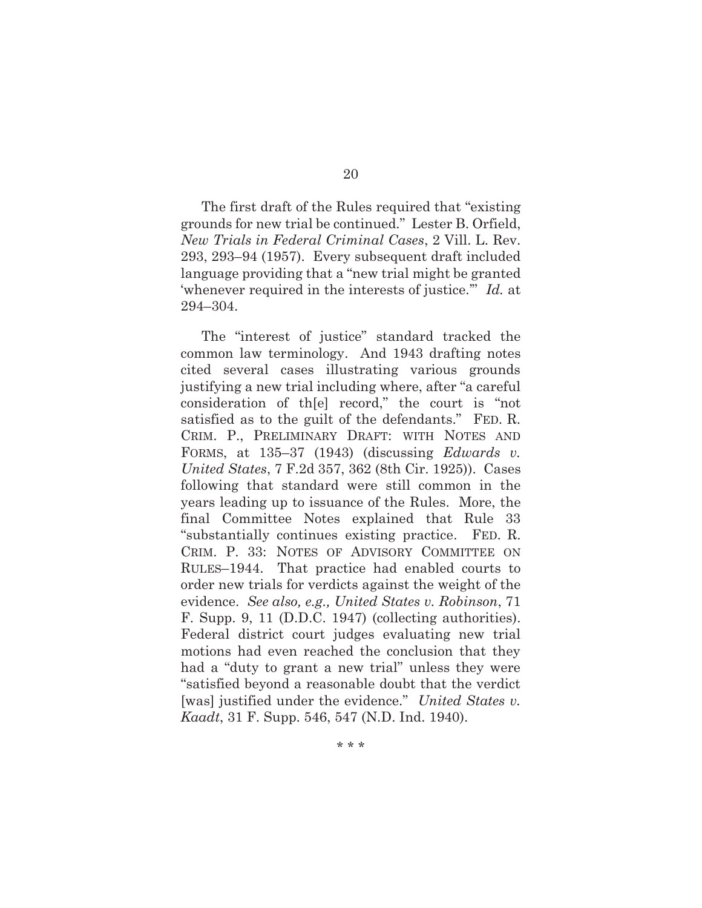The first draft of the Rules required that "existing grounds for new trial be continued." Lester B. Orfield, *New Trials in Federal Criminal Cases*, 2 Vill. L. Rev. 293, 293–94 (1957). Every subsequent draft included language providing that a "new trial might be granted 'whenever required in the interests of justice.'" *Id.* at 294–304.

The "interest of justice" standard tracked the common law terminology. And 1943 drafting notes cited several cases illustrating various grounds justifying a new trial including where, after "a careful consideration of th[e] record," the court is "not satisfied as to the guilt of the defendants." FED. R. CRIM. P., PRELIMINARY DRAFT: WITH NOTES AND FORMS, at 135–37 (1943) (discussing *Edwards v. United States*, 7 F.2d 357, 362 (8th Cir. 1925)). Cases following that standard were still common in the years leading up to issuance of the Rules. More, the final Committee Notes explained that Rule 33 "substantially continues existing practice. FED. R. CRIM. P. 33: NOTES OF ADVISORY COMMITTEE ON RULES–1944. That practice had enabled courts to order new trials for verdicts against the weight of the evidence. *See also, e.g., United States v. Robinson*, 71 F. Supp. 9, 11 (D.D.C. 1947) (collecting authorities). Federal district court judges evaluating new trial motions had even reached the conclusion that they had a "duty to grant a new trial" unless they were "satisfied beyond a reasonable doubt that the verdict [was] justified under the evidence." *United States v. Kaadt*, 31 F. Supp. 546, 547 (N.D. Ind. 1940).

\* \* \*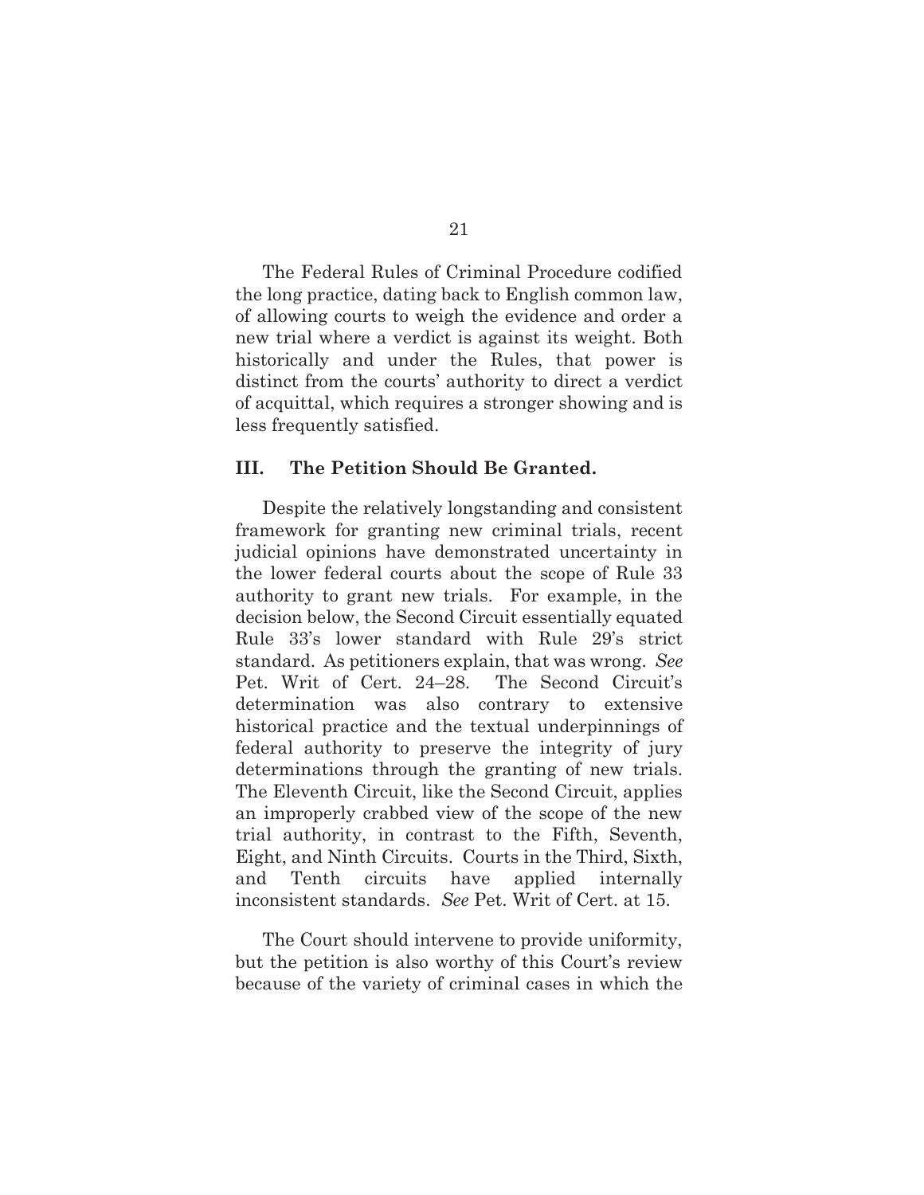The Federal Rules of Criminal Procedure codified the long practice, dating back to English common law, of allowing courts to weigh the evidence and order a new trial where a verdict is against its weight. Both historically and under the Rules, that power is distinct from the courts' authority to direct a verdict of acquittal, which requires a stronger showing and is less frequently satisfied.

## III. The Petition Should Be Granted.

Despite the relatively longstanding and consistent framework for granting new criminal trials, recent judicial opinions have demonstrated uncertainty in the lower federal courts about the scope of Rule 33 authority to grant new trials. For example, in the decision below, the Second Circuit essentially equated Rule 33's lower standard with Rule 29's strict standard. As petitioners explain, that was wrong. *See* Pet. Writ of Cert. 24–28. The Second Circuit's determination was also contrary to extensive historical practice and the textual underpinnings of federal authority to preserve the integrity of jury determinations through the granting of new trials. The Eleventh Circuit, like the Second Circuit, applies an improperly crabbed view of the scope of the new trial authority, in contrast to the Fifth, Seventh, Eight, and Ninth Circuits. Courts in the Third, Sixth, and Tenth circuits have applied internally inconsistent standards. *See* Pet. Writ of Cert. at 15.

The Court should intervene to provide uniformity, but the petition is also worthy of this Court's review because of the variety of criminal cases in which the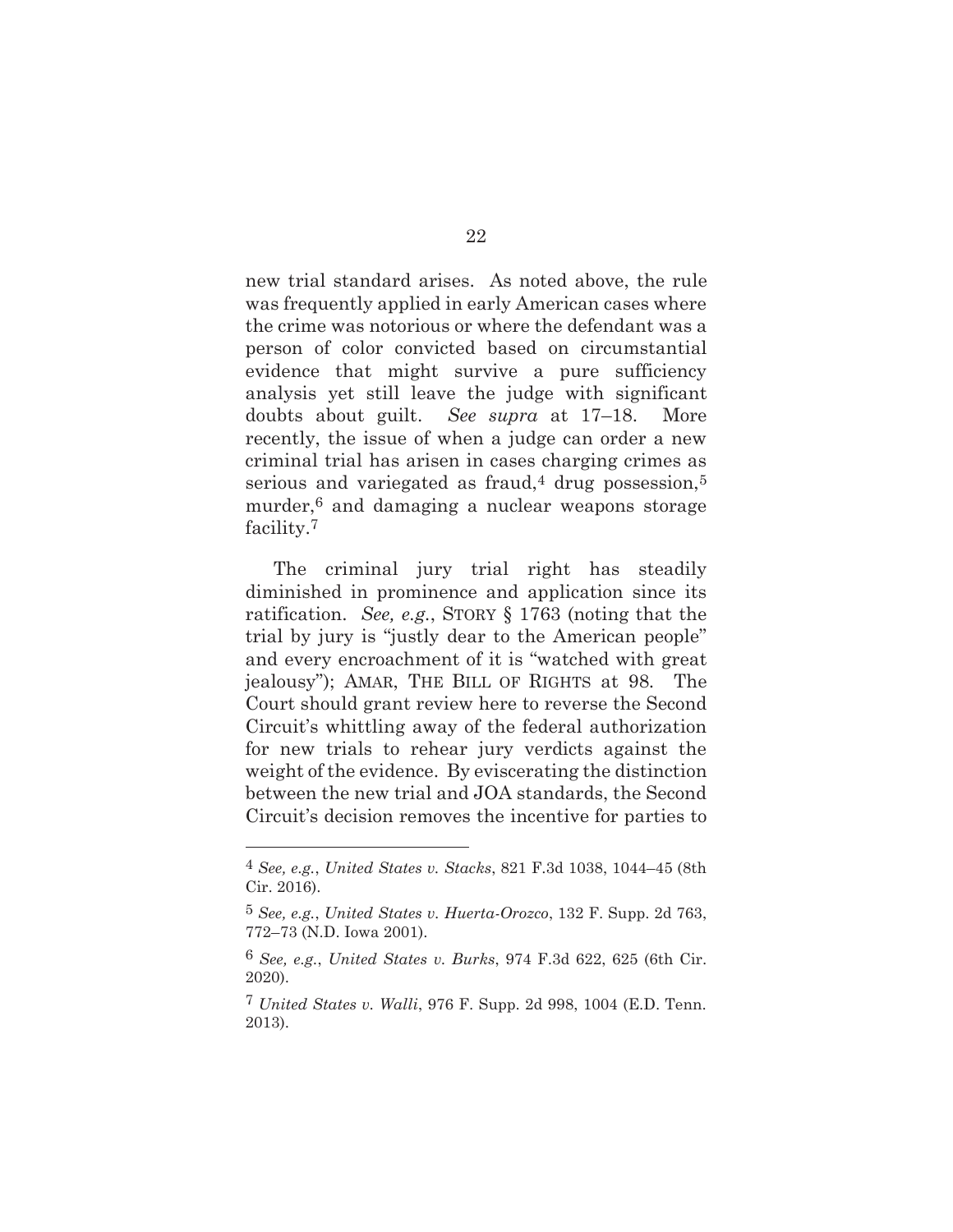new trial standard arises. As noted above, the rule was frequently applied in early American cases where the crime was notorious or where the defendant was a person of color convicted based on circumstantial evidence that might survive a pure sufficiency analysis yet still leave the judge with significant doubts about guilt. *See supra* at 17–18. More recently, the issue of when a judge can order a new criminal trial has arisen in cases charging crimes as serious and variegated as fraud,[4] drug possession,[5] murder,[6] and damaging a nuclear weapons storage facility.[7]

The criminal jury trial right has steadily diminished in prominence and application since its ratification. *See, e.g.*, STORY § 1763 (noting that the trial by jury is "justly dear to the American people" and every encroachment of it is "watched with great jealousy"); AMAR, THE BILL OF RIGHTS at 98. The Court should grant review here to reverse the Second Circuit's whittling away of the federal authorization for new trials to rehear jury verdicts against the weight of the evidence. By eviscerating the distinction between the new trial and JOA standards, the Second Circuit's decision removes the incentive for parties to

---

[4] *See, e.g.*, *United States v. Stacks*, 821 F.3d 1038, 1044–45 (8th Cir. 2016).

[5] *See, e.g.*, *United States v. Huerta-Orozco*, 132 F. Supp. 2d 763, 772–73 (N.D. Iowa 2001).

[6] *See, e.g.*, *United States v. Burks*, 974 F.3d 622, 625 (6th Cir. 2020).

[7] *United States v. Walli*, 976 F. Supp. 2d 998, 1004 (E.D. Tenn. 2013).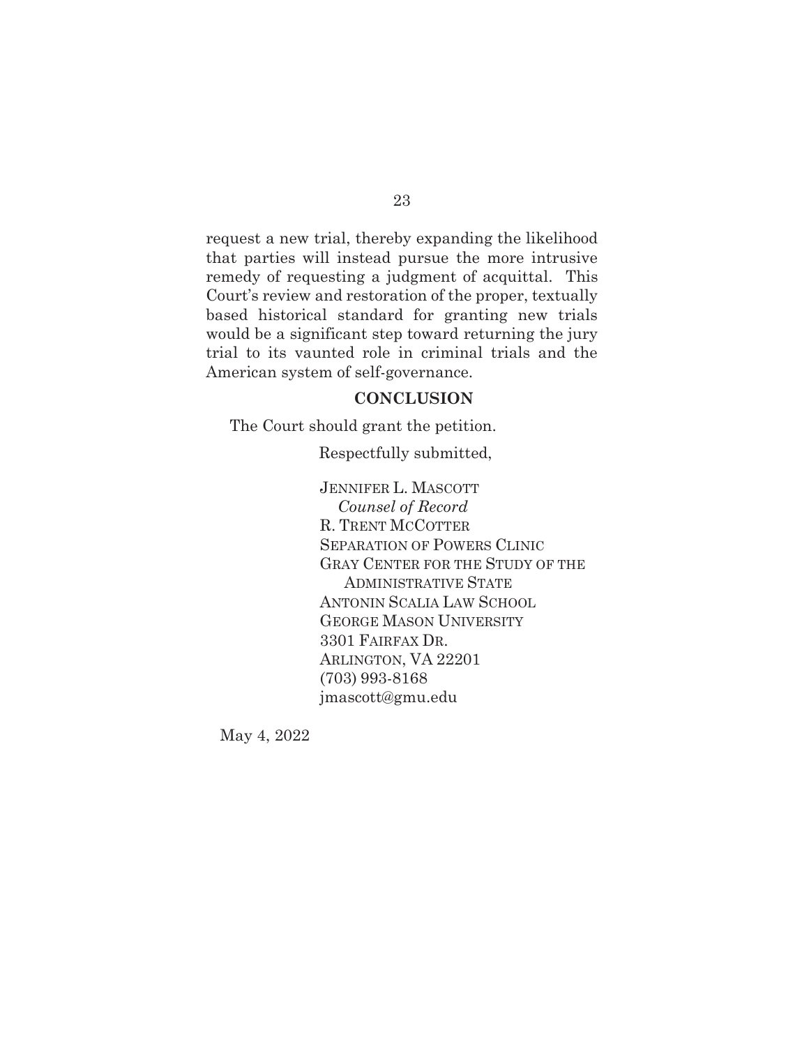request a new trial, thereby expanding the likelihood that parties will instead pursue the more intrusive remedy of requesting a judgment of acquittal. This Court's review and restoration of the proper, textually based historical standard for granting new trials would be a significant step toward returning the jury trial to its vaunted role in criminal trials and the American system of self-governance.

## CONCLUSION

The Court should grant the petition.

Respectfully submitted,

JENNIFER L. MASCOTT
*Counsel of Record*
R. TRENT MCCOTTER
SEPARATION OF POWERS CLINIC
GRAY CENTER FOR THE STUDY OF THE ADMINISTRATIVE STATE
ANTONIN SCALIA LAW SCHOOL
GEORGE MASON UNIVERSITY
3301 FAIRFAX DR.
ARLINGTON, VA 22201
(703) 993-8168
jmascott@gmu.edu

May 4, 2022